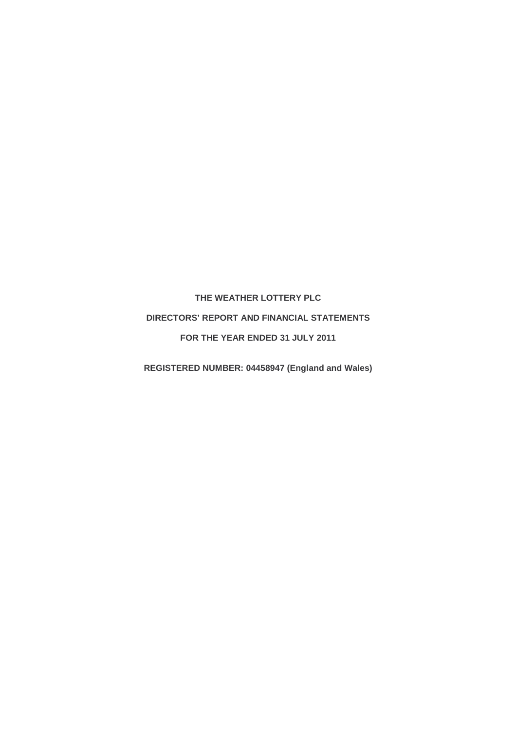**THE WEATHER LOTTERY PLC**

**DIRECTORS' REPORT AND FINANCIAL STATEMENTS**

**FOR THE YEAR ENDED 31 JULY 2011**

**REGISTERED NUMBER: 04458947 (England and Wales)**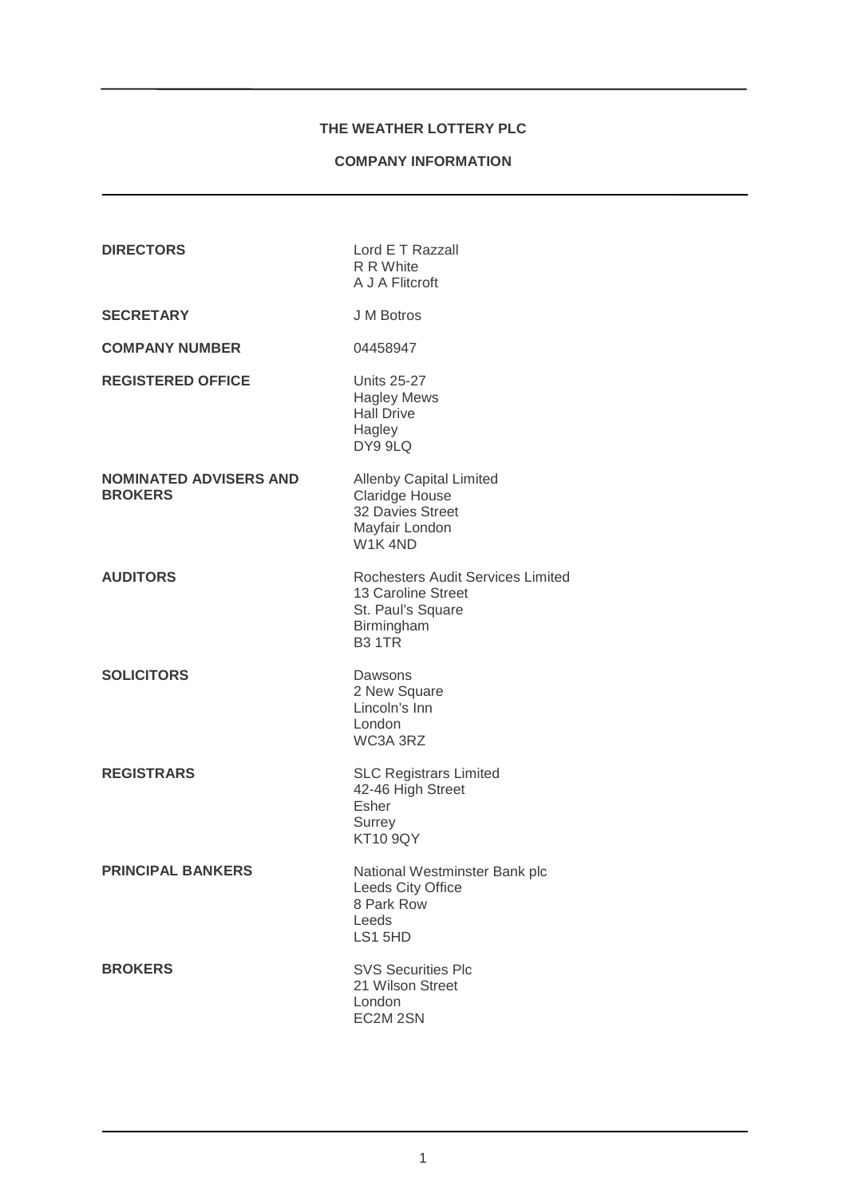# THE WEATHER LOTTERY PLC

## COMPANY INFORMATION

**DIRECTORS**
Lord E T Razzall
R R White
A J A Flitcroft

**SECRETARY**
J M Botros

**COMPANY NUMBER**
04458947

**REGISTERED OFFICE**
Units 25-27
Hagley Mews
Hall Drive
Hagley
DY9 9LQ

**NOMINATED ADVISERS AND BROKERS**
Allenby Capital Limited
Claridge House
32 Davies Street
Mayfair London
W1K 4ND

**AUDITORS**
Rochesters Audit Services Limited
13 Caroline Street
St. Paul's Square
Birmingham
B3 1TR

**SOLICITORS**
Dawsons
2 New Square
Lincoln's Inn
London
WC3A 3RZ

**REGISTRARS**
SLC Registrars Limited
42-46 High Street
Esher
Surrey
KT10 9QY

**PRINCIPAL BANKERS**
National Westminster Bank plc
Leeds City Office
8 Park Row
Leeds
LS1 5HD

**BROKERS**
SVS Securities Plc
21 Wilson Street
London
EC2M 2SN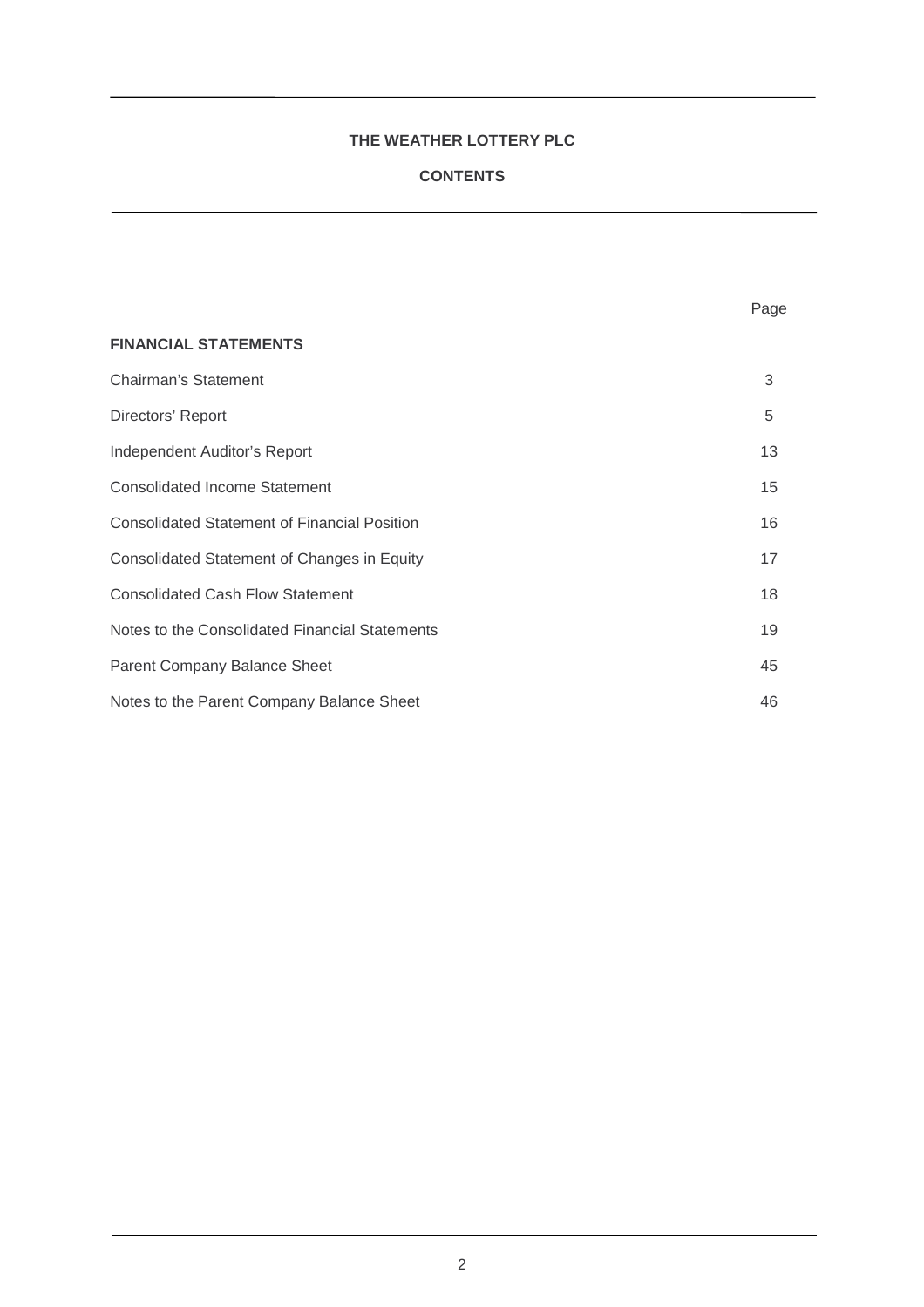**THE WEATHER LOTTERY PLC**

**CONTENTS**

| | Page |
|---|---|
| **FINANCIAL STATEMENTS** | |
| Chairman's Statement | 3 |
| Directors' Report | 5 |
| Independent Auditor's Report | 13 |
| Consolidated Income Statement | 15 |
| Consolidated Statement of Financial Position | 16 |
| Consolidated Statement of Changes in Equity | 17 |
| Consolidated Cash Flow Statement | 18 |
| Notes to the Consolidated Financial Statements | 19 |
| Parent Company Balance Sheet | 45 |
| Notes to the Parent Company Balance Sheet | 46 |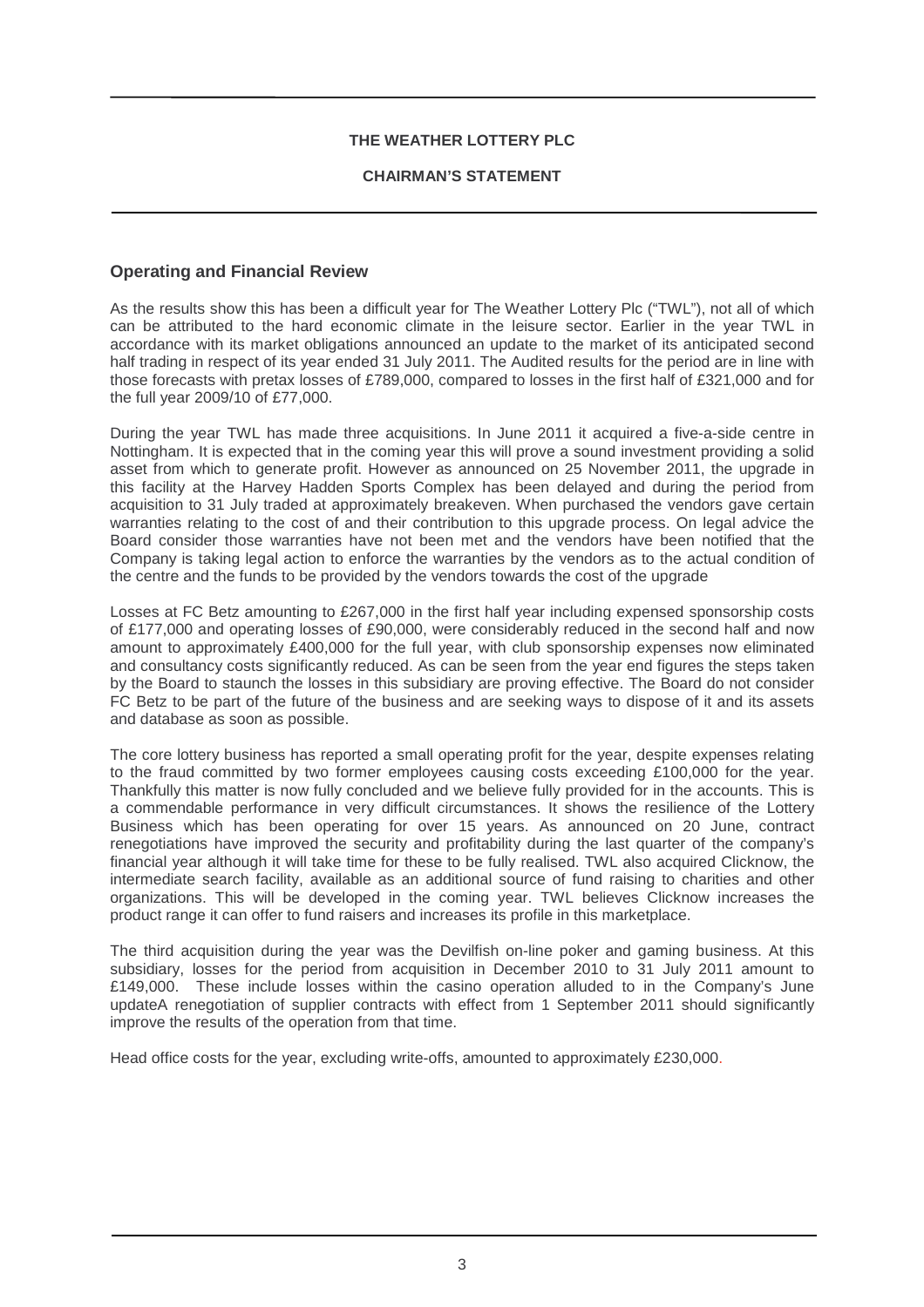**THE WEATHER LOTTERY PLC**

**CHAIRMAN'S STATEMENT**

## Operating and Financial Review

As the results show this has been a difficult year for The Weather Lottery Plc ("TWL"), not all of which can be attributed to the hard economic climate in the leisure sector. Earlier in the year TWL in accordance with its market obligations announced an update to the market of its anticipated second half trading in respect of its year ended 31 July 2011. The Audited results for the period are in line with those forecasts with pretax losses of £789,000, compared to losses in the first half of £321,000 and for the full year 2009/10 of £77,000.

During the year TWL has made three acquisitions. In June 2011 it acquired a five-a-side centre in Nottingham. It is expected that in the coming year this will prove a sound investment providing a solid asset from which to generate profit. However as announced on 25 November 2011, the upgrade in this facility at the Harvey Hadden Sports Complex has been delayed and during the period from acquisition to 31 July traded at approximately breakeven. When purchased the vendors gave certain warranties relating to the cost of and their contribution to this upgrade process. On legal advice the Board consider those warranties have not been met and the vendors have been notified that the Company is taking legal action to enforce the warranties by the vendors as to the actual condition of the centre and the funds to be provided by the vendors towards the cost of the upgrade

Losses at FC Betz amounting to £267,000 in the first half year including expensed sponsorship costs of £177,000 and operating losses of £90,000, were considerably reduced in the second half and now amount to approximately £400,000 for the full year, with club sponsorship expenses now eliminated and consultancy costs significantly reduced. As can be seen from the year end figures the steps taken by the Board to staunch the losses in this subsidiary are proving effective. The Board do not consider FC Betz to be part of the future of the business and are seeking ways to dispose of it and its assets and database as soon as possible.

The core lottery business has reported a small operating profit for the year, despite expenses relating to the fraud committed by two former employees causing costs exceeding £100,000 for the year. Thankfully this matter is now fully concluded and we believe fully provided for in the accounts. This is a commendable performance in very difficult circumstances. It shows the resilience of the Lottery Business which has been operating for over 15 years. As announced on 20 June, contract renegotiations have improved the security and profitability during the last quarter of the company's financial year although it will take time for these to be fully realised. TWL also acquired Clicknow, the intermediate search facility, available as an additional source of fund raising to charities and other organizations. This will be developed in the coming year. TWL believes Clicknow increases the product range it can offer to fund raisers and increases its profile in this marketplace.

The third acquisition during the year was the Devilfish on-line poker and gaming business. At this subsidiary, losses for the period from acquisition in December 2010 to 31 July 2011 amount to £149,000. These include losses within the casino operation alluded to in the Company's June updateA renegotiation of supplier contracts with effect from 1 September 2011 should significantly improve the results of the operation from that time.

Head office costs for the year, excluding write-offs, amounted to approximately £230,000.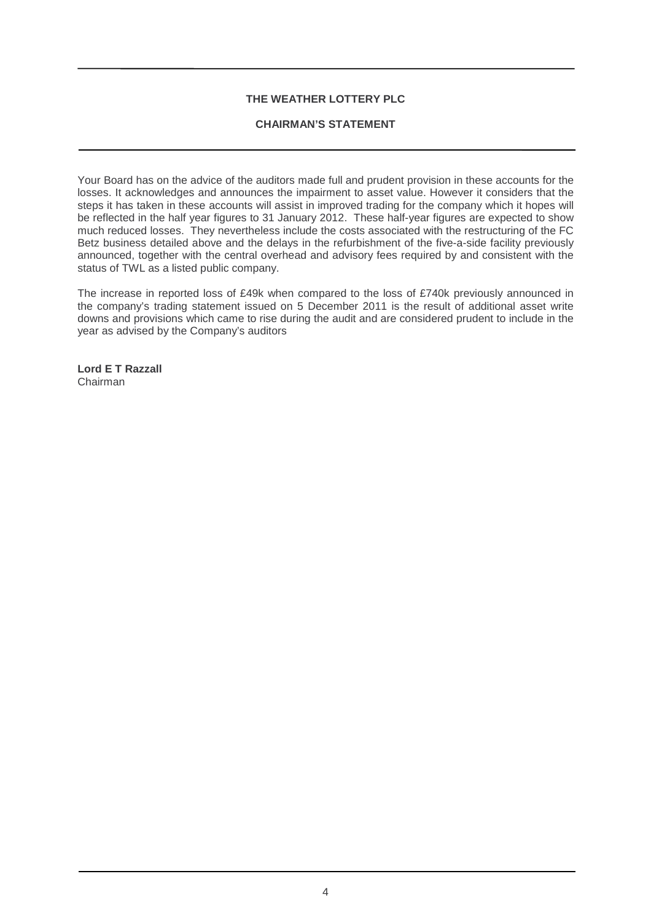**THE WEATHER LOTTERY PLC**

**CHAIRMAN'S STATEMENT**

Your Board has on the advice of the auditors made full and prudent provision in these accounts for the losses. It acknowledges and announces the impairment to asset value. However it considers that the steps it has taken in these accounts will assist in improved trading for the company which it hopes will be reflected in the half year figures to 31 January 2012. These half-year figures are expected to show much reduced losses. They nevertheless include the costs associated with the restructuring of the FC Betz business detailed above and the delays in the refurbishment of the five-a-side facility previously announced, together with the central overhead and advisory fees required by and consistent with the status of TWL as a listed public company.

The increase in reported loss of £49k when compared to the loss of £740k previously announced in the company's trading statement issued on 5 December 2011 is the result of additional asset write downs and provisions which came to rise during the audit and are considered prudent to include in the year as advised by the Company's auditors

**Lord E T Razzall**
Chairman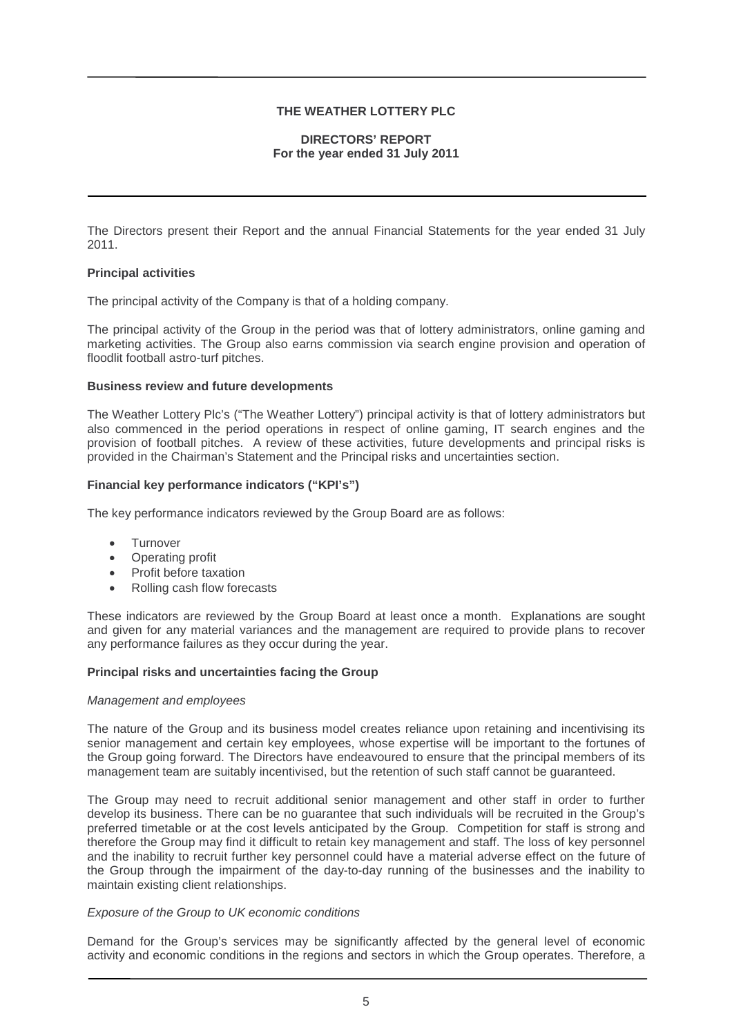# THE WEATHER LOTTERY PLC

## DIRECTORS' REPORT
**For the year ended 31 July 2011**

The Directors present their Report and the annual Financial Statements for the year ended 31 July 2011.

### Principal activities

The principal activity of the Company is that of a holding company.

The principal activity of the Group in the period was that of lottery administrators, online gaming and marketing activities. The Group also earns commission via search engine provision and operation of floodlit football astro-turf pitches.

### Business review and future developments

The Weather Lottery Plc's ("The Weather Lottery") principal activity is that of lottery administrators but also commenced in the period operations in respect of online gaming, IT search engines and the provision of football pitches. A review of these activities, future developments and principal risks is provided in the Chairman's Statement and the Principal risks and uncertainties section.

### Financial key performance indicators ("KPI's")

The key performance indicators reviewed by the Group Board are as follows:

- Turnover
- Operating profit
- Profit before taxation
- Rolling cash flow forecasts

These indicators are reviewed by the Group Board at least once a month. Explanations are sought and given for any material variances and the management are required to provide plans to recover any performance failures as they occur during the year.

### Principal risks and uncertainties facing the Group

*Management and employees*

The nature of the Group and its business model creates reliance upon retaining and incentivising its senior management and certain key employees, whose expertise will be important to the fortunes of the Group going forward. The Directors have endeavoured to ensure that the principal members of its management team are suitably incentivised, but the retention of such staff cannot be guaranteed.

The Group may need to recruit additional senior management and other staff in order to further develop its business. There can be no guarantee that such individuals will be recruited in the Group's preferred timetable or at the cost levels anticipated by the Group. Competition for staff is strong and therefore the Group may find it difficult to retain key management and staff. The loss of key personnel and the inability to recruit further key personnel could have a material adverse effect on the future of the Group through the impairment of the day-to-day running of the businesses and the inability to maintain existing client relationships.

*Exposure of the Group to UK economic conditions*

Demand for the Group's services may be significantly affected by the general level of economic activity and economic conditions in the regions and sectors in which the Group operates. Therefore, a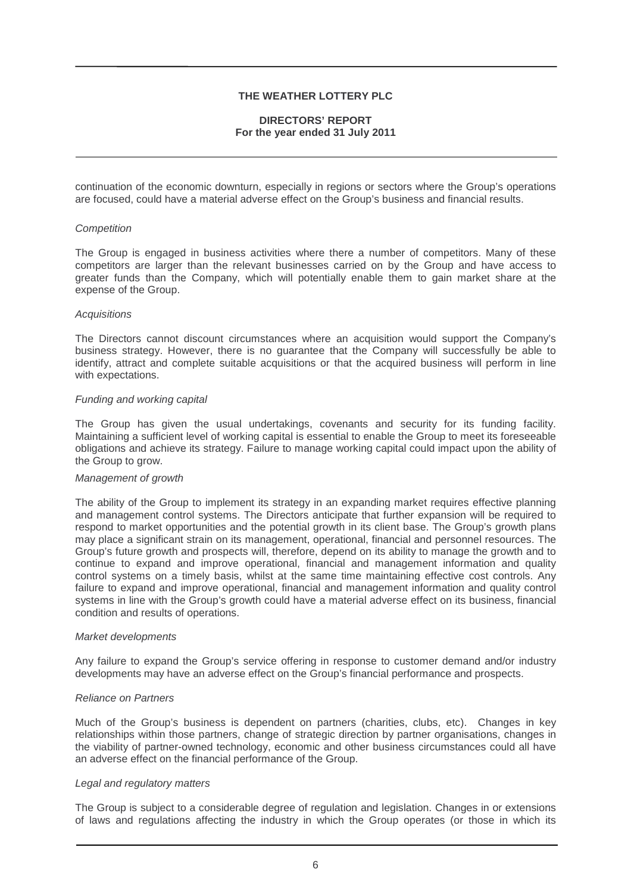continuation of the economic downturn, especially in regions or sectors where the Group's operations are focused, could have a material adverse effect on the Group's business and financial results.

*Competition*

The Group is engaged in business activities where there a number of competitors. Many of these competitors are larger than the relevant businesses carried on by the Group and have access to greater funds than the Company, which will potentially enable them to gain market share at the expense of the Group.

*Acquisitions*

The Directors cannot discount circumstances where an acquisition would support the Company's business strategy. However, there is no guarantee that the Company will successfully be able to identify, attract and complete suitable acquisitions or that the acquired business will perform in line with expectations.

*Funding and working capital*

The Group has given the usual undertakings, covenants and security for its funding facility. Maintaining a sufficient level of working capital is essential to enable the Group to meet its foreseeable obligations and achieve its strategy. Failure to manage working capital could impact upon the ability of the Group to grow.

*Management of growth*

The ability of the Group to implement its strategy in an expanding market requires effective planning and management control systems. The Directors anticipate that further expansion will be required to respond to market opportunities and the potential growth in its client base. The Group's growth plans may place a significant strain on its management, operational, financial and personnel resources. The Group's future growth and prospects will, therefore, depend on its ability to manage the growth and to continue to expand and improve operational, financial and management information and quality control systems on a timely basis, whilst at the same time maintaining effective cost controls. Any failure to expand and improve operational, financial and management information and quality control systems in line with the Group's growth could have a material adverse effect on its business, financial condition and results of operations.

*Market developments*

Any failure to expand the Group's service offering in response to customer demand and/or industry developments may have an adverse effect on the Group's financial performance and prospects.

*Reliance on Partners*

Much of the Group's business is dependent on partners (charities, clubs, etc). Changes in key relationships within those partners, change of strategic direction by partner organisations, changes in the viability of partner-owned technology, economic and other business circumstances could all have an adverse effect on the financial performance of the Group.

*Legal and regulatory matters*

The Group is subject to a considerable degree of regulation and legislation. Changes in or extensions of laws and regulations affecting the industry in which the Group operates (or those in which its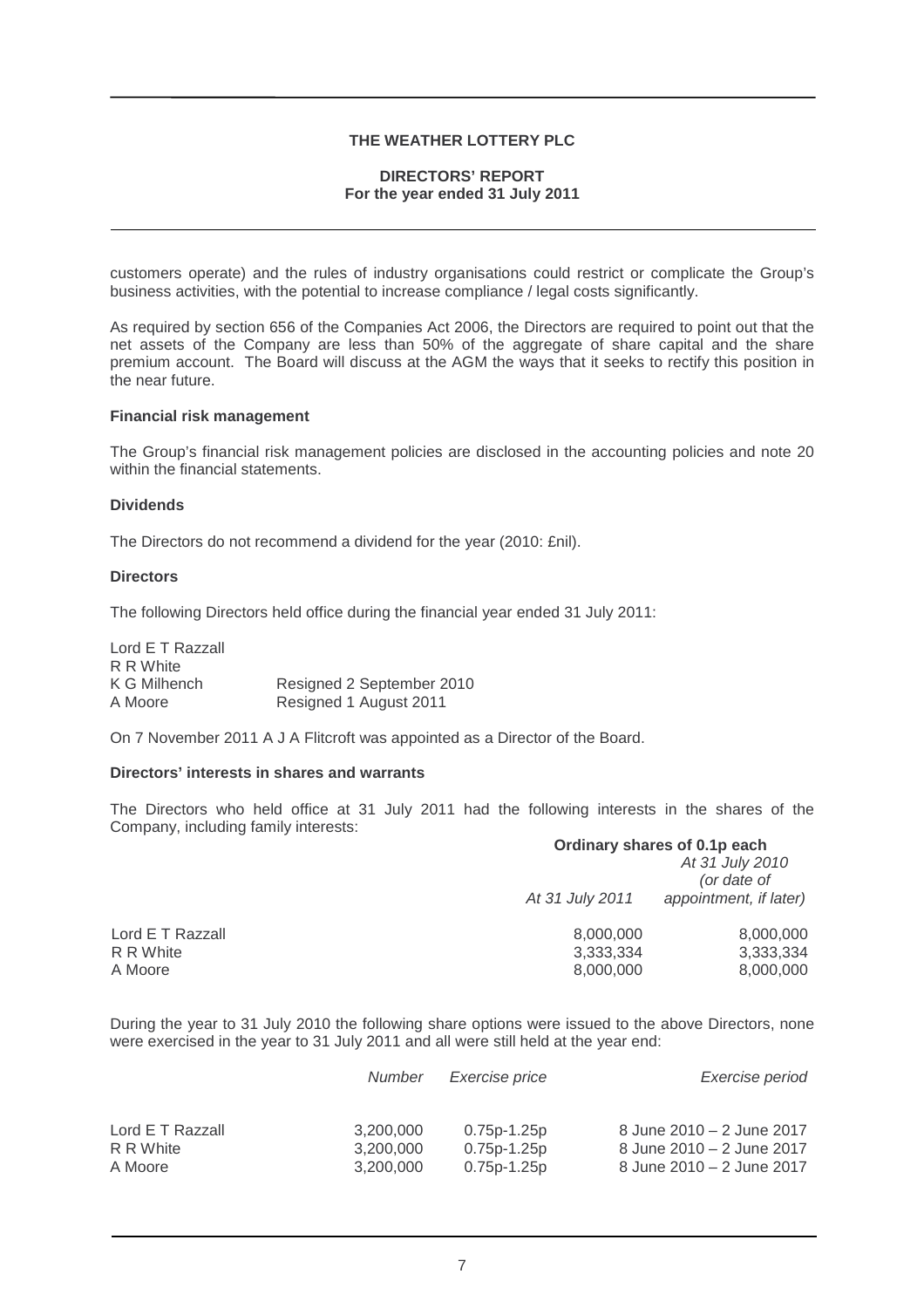customers operate) and the rules of industry organisations could restrict or complicate the Group's business activities, with the potential to increase compliance / legal costs significantly.

As required by section 656 of the Companies Act 2006, the Directors are required to point out that the net assets of the Company are less than 50% of the aggregate of share capital and the share premium account. The Board will discuss at the AGM the ways that it seeks to rectify this position in the near future.

**Financial risk management**

The Group's financial risk management policies are disclosed in the accounting policies and note 20 within the financial statements.

**Dividends**

The Directors do not recommend a dividend for the year (2010: £nil).

**Directors**

The following Directors held office during the financial year ended 31 July 2011:

| | |
|---|---|
| Lord E T Razzall | |
| R R White | |
| K G Milhench | Resigned 2 September 2010 |
| A Moore | Resigned 1 August 2011 |

On 7 November 2011 A J A Flitcroft was appointed as a Director of the Board.

**Directors' interests in shares and warrants**

The Directors who held office at 31 July 2011 had the following interests in the shares of the Company, including family interests:

| | **Ordinary shares of 0.1p each** | |
|---|---|---|
| | *At 31 July 2011* | *At 31 July 2010 (or date of appointment, if later)* |
| Lord E T Razzall | 8,000,000 | 8,000,000 |
| R R White | 3,333,334 | 3,333,334 |
| A Moore | 8,000,000 | 8,000,000 |

During the year to 31 July 2010 the following share options were issued to the above Directors, none were exercised in the year to 31 July 2011 and all were still held at the year end:

| | *Number* | *Exercise price* | *Exercise period* |
|---|---|---|---|
| Lord E T Razzall | 3,200,000 | 0.75p-1.25p | 8 June 2010 – 2 June 2017 |
| R R White | 3,200,000 | 0.75p-1.25p | 8 June 2010 – 2 June 2017 |
| A Moore | 3,200,000 | 0.75p-1.25p | 8 June 2010 – 2 June 2017 |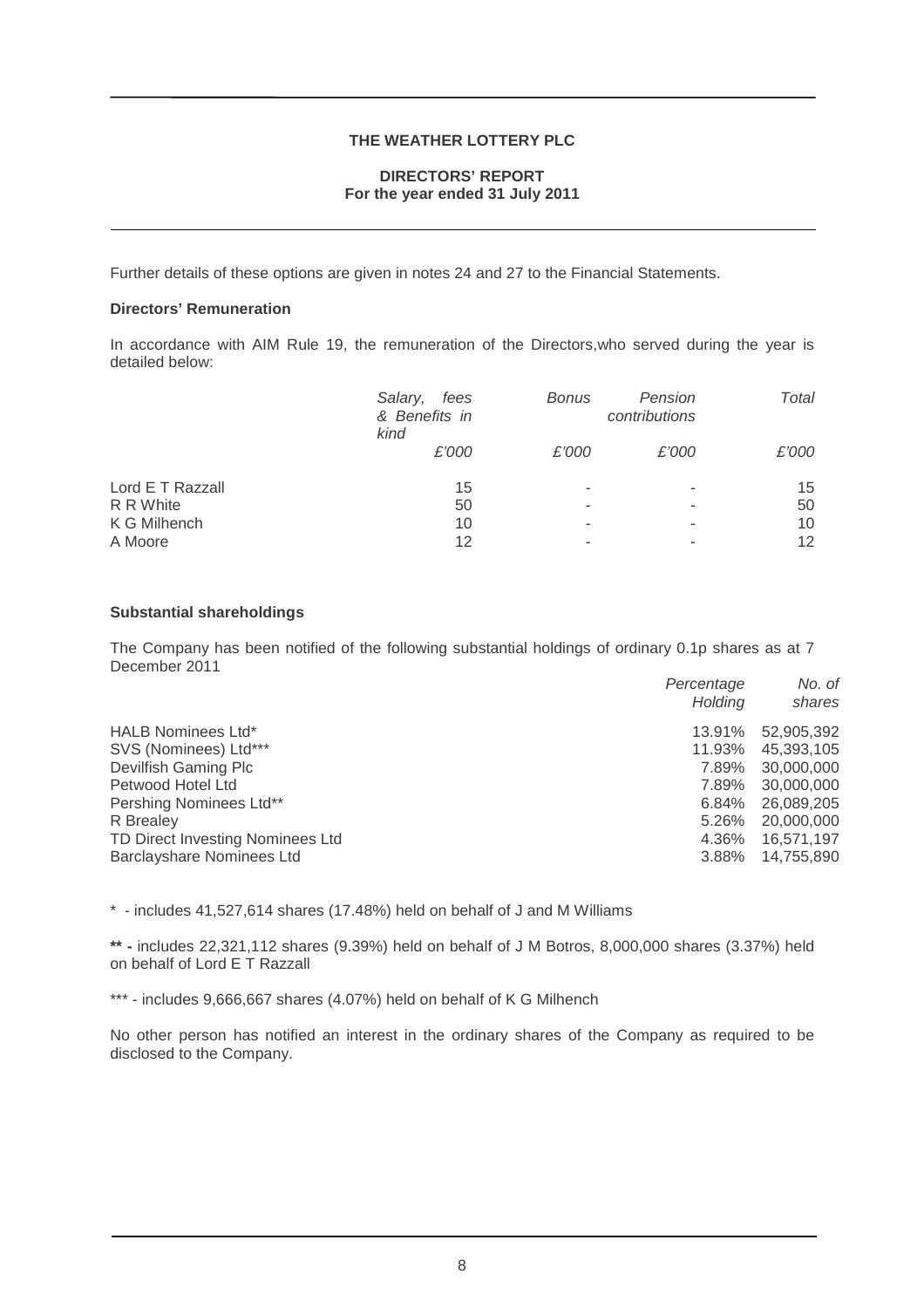Further details of these options are given in notes 24 and 27 to the Financial Statements.

**Directors' Remuneration**

In accordance with AIM Rule 19, the remuneration of the Directors,who served during the year is detailed below:

| | *Salary, fees & Benefits in kind* | *Bonus* | *Pension contributions* | *Total* |
|---|---|---|---|---|
| | *£'000* | *£'000* | *£'000* | *£'000* |
| Lord E T Razzall | 15 | - | - | 15 |
| R R White | 50 | - | - | 50 |
| K G Milhench | 10 | - | - | 10 |
| A Moore | 12 | - | - | 12 |

**Substantial shareholdings**

The Company has been notified of the following substantial holdings of ordinary 0.1p shares as at 7 December 2011

| | *Percentage Holding* | *No. of shares* |
|---|---|---|
| HALB Nominees Ltd* | 13.91% | 52,905,392 |
| SVS (Nominees) Ltd*** | 11.93% | 45,393,105 |
| Devilfish Gaming Plc | 7.89% | 30,000,000 |
| Petwood Hotel Ltd | 7.89% | 30,000,000 |
| Pershing Nominees Ltd** | 6.84% | 26,089,205 |
| R Brealey | 5.26% | 20,000,000 |
| TD Direct Investing Nominees Ltd | 4.36% | 16,571,197 |
| Barclayshare Nominees Ltd | 3.88% | 14,755,890 |

* - includes 41,527,614 shares (17.48%) held on behalf of J and M Williams

**** -** includes 22,321,112 shares (9.39%) held on behalf of J M Botros, 8,000,000 shares (3.37%) held on behalf of Lord E T Razzall

*** - includes 9,666,667 shares (4.07%) held on behalf of K G Milhench

No other person has notified an interest in the ordinary shares of the Company as required to be disclosed to the Company.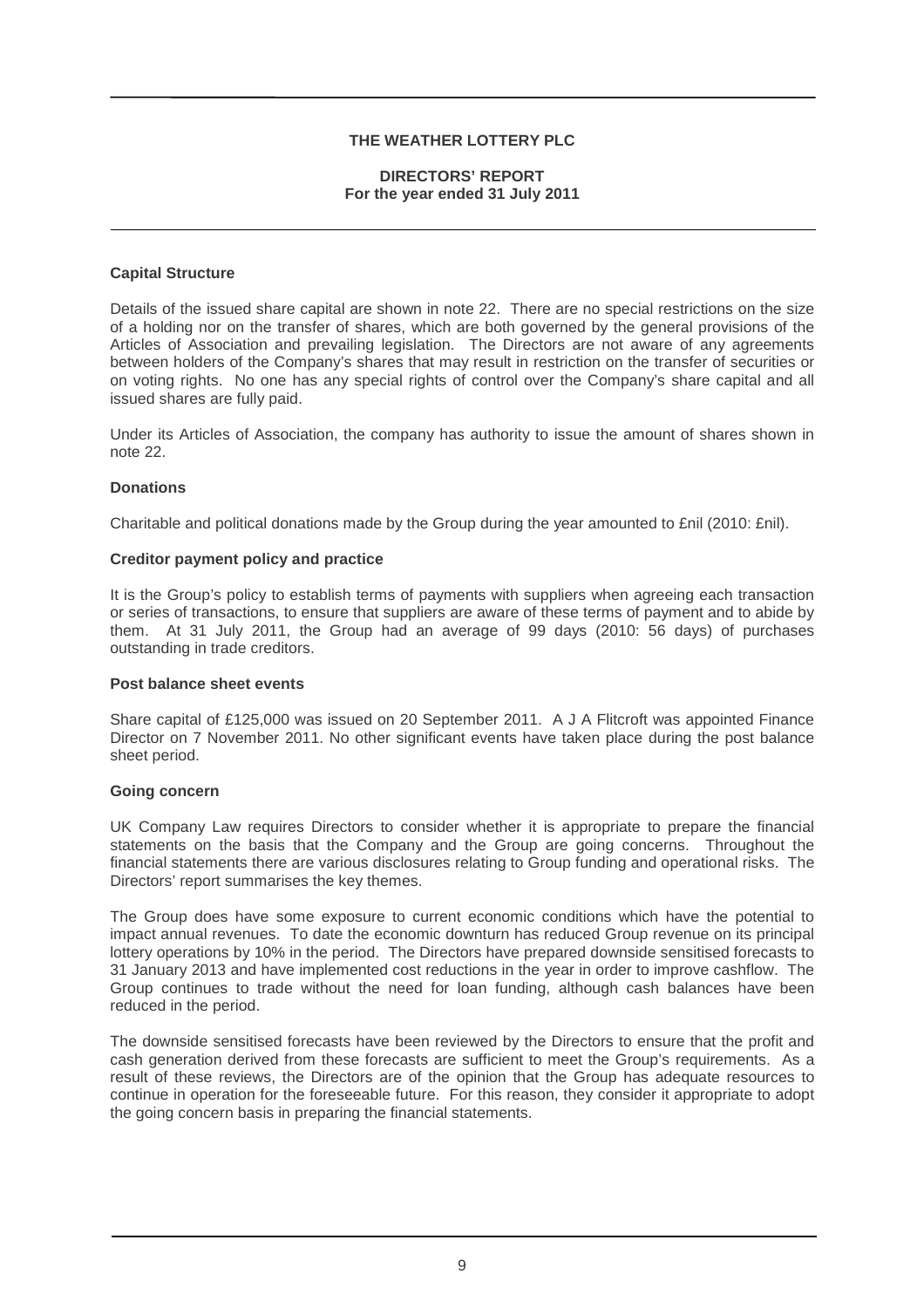**THE WEATHER LOTTERY PLC**

**DIRECTORS' REPORT**
**For the year ended 31 July 2011**

### Capital Structure

Details of the issued share capital are shown in note 22. There are no special restrictions on the size of a holding nor on the transfer of shares, which are both governed by the general provisions of the Articles of Association and prevailing legislation. The Directors are not aware of any agreements between holders of the Company's shares that may result in restriction on the transfer of securities or on voting rights. No one has any special rights of control over the Company's share capital and all issued shares are fully paid.

Under its Articles of Association, the company has authority to issue the amount of shares shown in note 22.

### Donations

Charitable and political donations made by the Group during the year amounted to £nil (2010: £nil).

### Creditor payment policy and practice

It is the Group's policy to establish terms of payments with suppliers when agreeing each transaction or series of transactions, to ensure that suppliers are aware of these terms of payment and to abide by them. At 31 July 2011, the Group had an average of 99 days (2010: 56 days) of purchases outstanding in trade creditors.

### Post balance sheet events

Share capital of £125,000 was issued on 20 September 2011. A J A Flitcroft was appointed Finance Director on 7 November 2011. No other significant events have taken place during the post balance sheet period.

### Going concern

UK Company Law requires Directors to consider whether it is appropriate to prepare the financial statements on the basis that the Company and the Group are going concerns. Throughout the financial statements there are various disclosures relating to Group funding and operational risks. The Directors' report summarises the key themes.

The Group does have some exposure to current economic conditions which have the potential to impact annual revenues. To date the economic downturn has reduced Group revenue on its principal lottery operations by 10% in the period. The Directors have prepared downside sensitised forecasts to 31 January 2013 and have implemented cost reductions in the year in order to improve cashflow. The Group continues to trade without the need for loan funding, although cash balances have been reduced in the period.

The downside sensitised forecasts have been reviewed by the Directors to ensure that the profit and cash generation derived from these forecasts are sufficient to meet the Group's requirements. As a result of these reviews, the Directors are of the opinion that the Group has adequate resources to continue in operation for the foreseeable future. For this reason, they consider it appropriate to adopt the going concern basis in preparing the financial statements.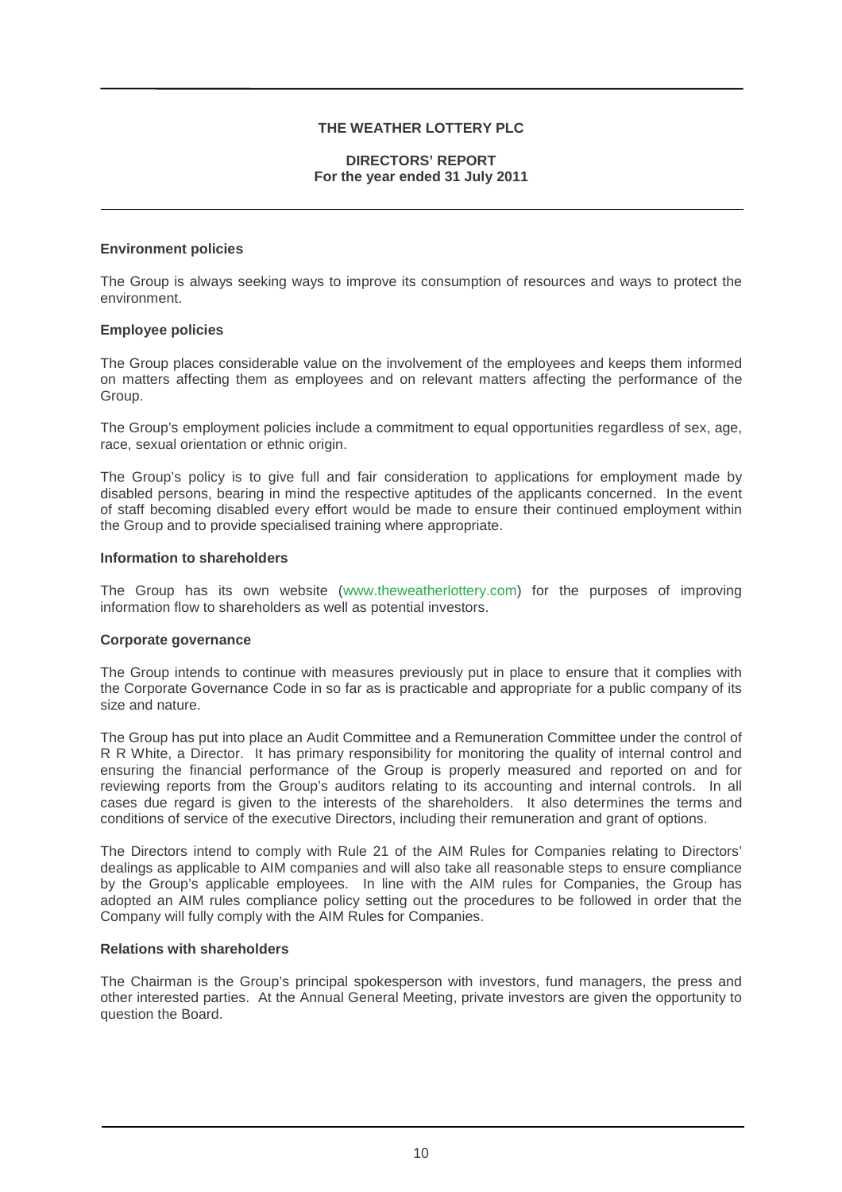# THE WEATHER LOTTERY PLC

## DIRECTORS' REPORT
**For the year ended 31 July 2011**

### Environment policies

The Group is always seeking ways to improve its consumption of resources and ways to protect the environment.

### Employee policies

The Group places considerable value on the involvement of the employees and keeps them informed on matters affecting them as employees and on relevant matters affecting the performance of the Group.

The Group's employment policies include a commitment to equal opportunities regardless of sex, age, race, sexual orientation or ethnic origin.

The Group's policy is to give full and fair consideration to applications for employment made by disabled persons, bearing in mind the respective aptitudes of the applicants concerned. In the event of staff becoming disabled every effort would be made to ensure their continued employment within the Group and to provide specialised training where appropriate.

### Information to shareholders

The Group has its own website (www.theweatherlottery.com) for the purposes of improving information flow to shareholders as well as potential investors.

### Corporate governance

The Group intends to continue with measures previously put in place to ensure that it complies with the Corporate Governance Code in so far as is practicable and appropriate for a public company of its size and nature.

The Group has put into place an Audit Committee and a Remuneration Committee under the control of R R White, a Director. It has primary responsibility for monitoring the quality of internal control and ensuring the financial performance of the Group is properly measured and reported on and for reviewing reports from the Group's auditors relating to its accounting and internal controls. In all cases due regard is given to the interests of the shareholders. It also determines the terms and conditions of service of the executive Directors, including their remuneration and grant of options.

The Directors intend to comply with Rule 21 of the AIM Rules for Companies relating to Directors' dealings as applicable to AIM companies and will also take all reasonable steps to ensure compliance by the Group's applicable employees. In line with the AIM rules for Companies, the Group has adopted an AIM rules compliance policy setting out the procedures to be followed in order that the Company will fully comply with the AIM Rules for Companies.

### Relations with shareholders

The Chairman is the Group's principal spokesperson with investors, fund managers, the press and other interested parties. At the Annual General Meeting, private investors are given the opportunity to question the Board.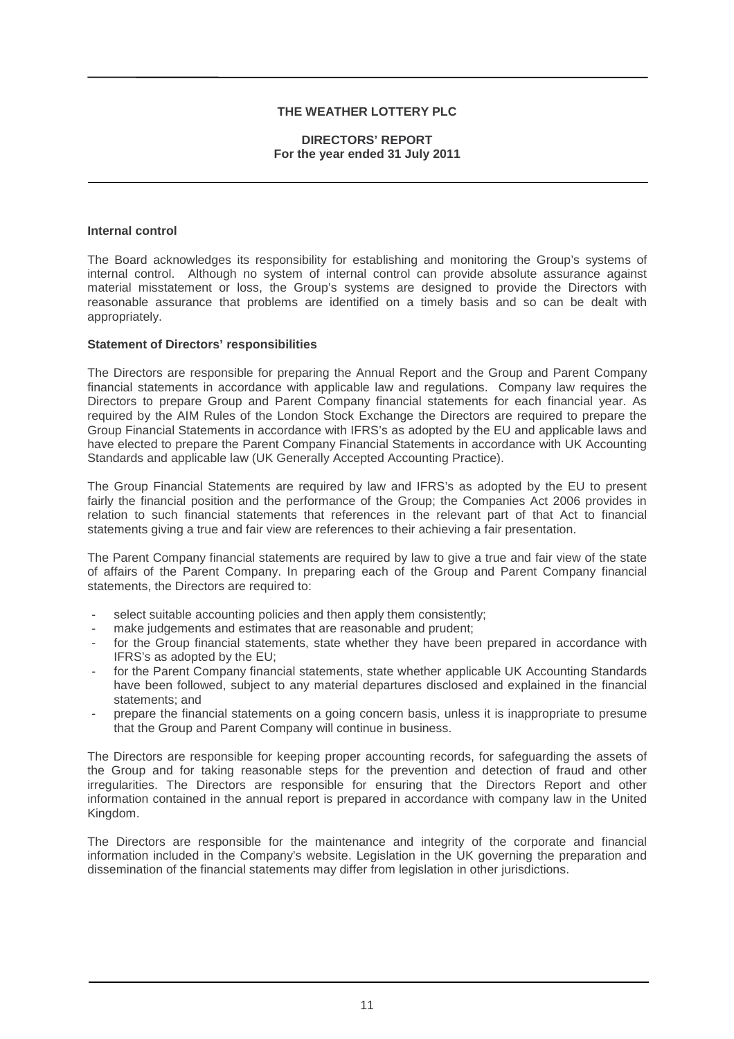# THE WEATHER LOTTERY PLC

## DIRECTORS' REPORT
**For the year ended 31 July 2011**

**Internal control**

The Board acknowledges its responsibility for establishing and monitoring the Group's systems of internal control. Although no system of internal control can provide absolute assurance against material misstatement or loss, the Group's systems are designed to provide the Directors with reasonable assurance that problems are identified on a timely basis and so can be dealt with appropriately.

**Statement of Directors' responsibilities**

The Directors are responsible for preparing the Annual Report and the Group and Parent Company financial statements in accordance with applicable law and regulations. Company law requires the Directors to prepare Group and Parent Company financial statements for each financial year. As required by the AIM Rules of the London Stock Exchange the Directors are required to prepare the Group Financial Statements in accordance with IFRS's as adopted by the EU and applicable laws and have elected to prepare the Parent Company Financial Statements in accordance with UK Accounting Standards and applicable law (UK Generally Accepted Accounting Practice).

The Group Financial Statements are required by law and IFRS's as adopted by the EU to present fairly the financial position and the performance of the Group; the Companies Act 2006 provides in relation to such financial statements that references in the relevant part of that Act to financial statements giving a true and fair view are references to their achieving a fair presentation.

The Parent Company financial statements are required by law to give a true and fair view of the state of affairs of the Parent Company. In preparing each of the Group and Parent Company financial statements, the Directors are required to:

- select suitable accounting policies and then apply them consistently;
- make judgements and estimates that are reasonable and prudent;
- for the Group financial statements, state whether they have been prepared in accordance with IFRS's as adopted by the EU;
- for the Parent Company financial statements, state whether applicable UK Accounting Standards have been followed, subject to any material departures disclosed and explained in the financial statements; and
- prepare the financial statements on a going concern basis, unless it is inappropriate to presume that the Group and Parent Company will continue in business.

The Directors are responsible for keeping proper accounting records, for safeguarding the assets of the Group and for taking reasonable steps for the prevention and detection of fraud and other irregularities. The Directors are responsible for ensuring that the Directors Report and other information contained in the annual report is prepared in accordance with company law in the United Kingdom.

The Directors are responsible for the maintenance and integrity of the corporate and financial information included in the Company's website. Legislation in the UK governing the preparation and dissemination of the financial statements may differ from legislation in other jurisdictions.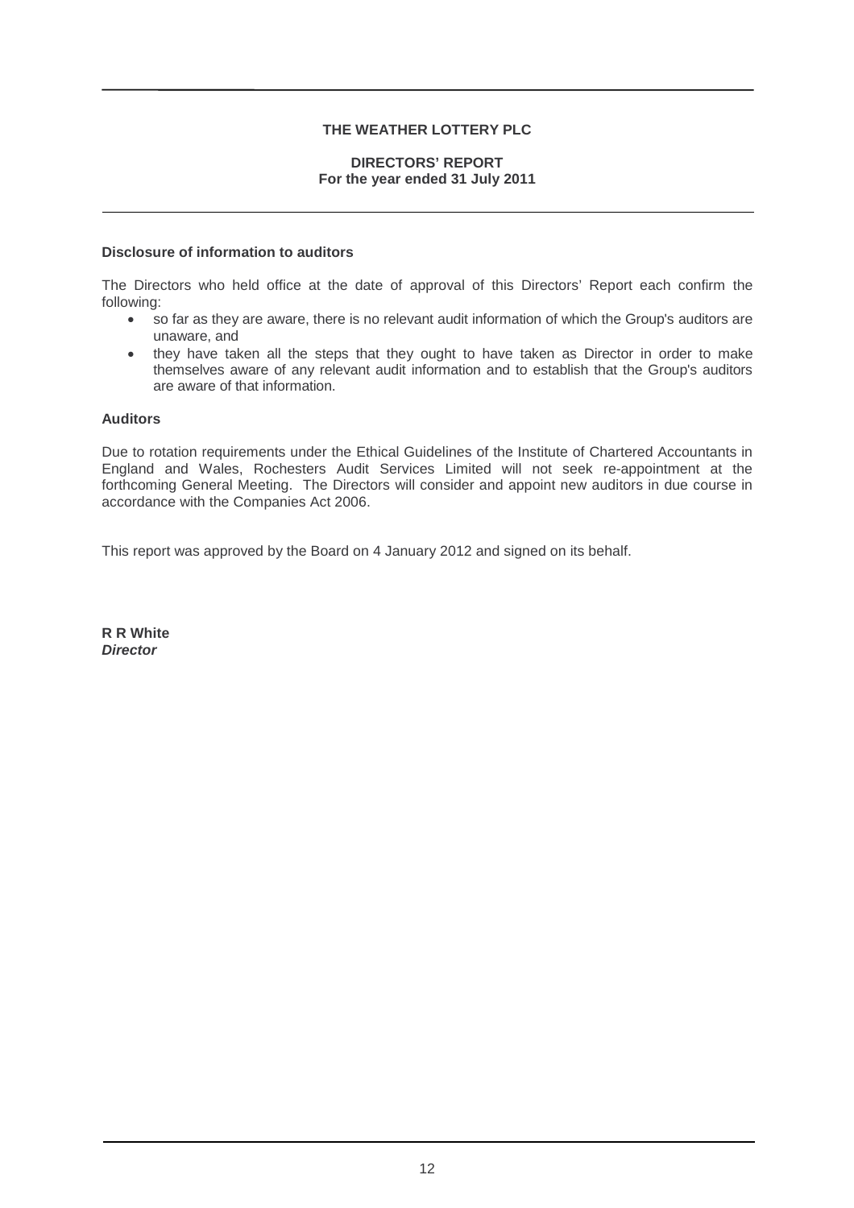**THE WEATHER LOTTERY PLC**

**DIRECTORS' REPORT**
**For the year ended 31 July 2011**

**Disclosure of information to auditors**

The Directors who held office at the date of approval of this Directors' Report each confirm the following:

- so far as they are aware, there is no relevant audit information of which the Group's auditors are unaware, and
- they have taken all the steps that they ought to have taken as Director in order to make themselves aware of any relevant audit information and to establish that the Group's auditors are aware of that information.

**Auditors**

Due to rotation requirements under the Ethical Guidelines of the Institute of Chartered Accountants in England and Wales, Rochesters Audit Services Limited will not seek re-appointment at the forthcoming General Meeting. The Directors will consider and appoint new auditors in due course in accordance with the Companies Act 2006.

This report was approved by the Board on 4 January 2012 and signed on its behalf.

**R R White**
***Director***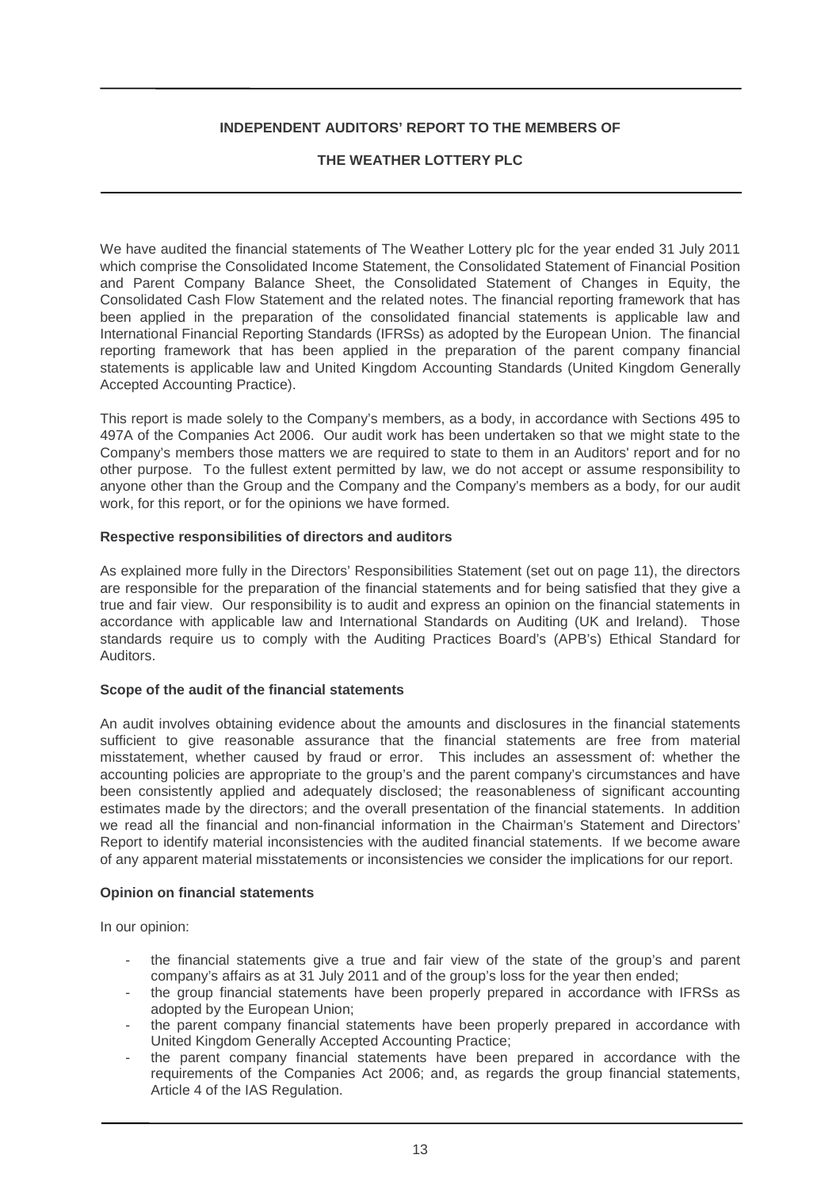# INDEPENDENT AUDITORS' REPORT TO THE MEMBERS OF

# THE WEATHER LOTTERY PLC

We have audited the financial statements of The Weather Lottery plc for the year ended 31 July 2011 which comprise the Consolidated Income Statement, the Consolidated Statement of Financial Position and Parent Company Balance Sheet, the Consolidated Statement of Changes in Equity, the Consolidated Cash Flow Statement and the related notes. The financial reporting framework that has been applied in the preparation of the consolidated financial statements is applicable law and International Financial Reporting Standards (IFRSs) as adopted by the European Union. The financial reporting framework that has been applied in the preparation of the parent company financial statements is applicable law and United Kingdom Accounting Standards (United Kingdom Generally Accepted Accounting Practice).

This report is made solely to the Company's members, as a body, in accordance with Sections 495 to 497A of the Companies Act 2006. Our audit work has been undertaken so that we might state to the Company's members those matters we are required to state to them in an Auditors' report and for no other purpose. To the fullest extent permitted by law, we do not accept or assume responsibility to anyone other than the Group and the Company and the Company's members as a body, for our audit work, for this report, or for the opinions we have formed.

**Respective responsibilities of directors and auditors**

As explained more fully in the Directors' Responsibilities Statement (set out on page 11), the directors are responsible for the preparation of the financial statements and for being satisfied that they give a true and fair view. Our responsibility is to audit and express an opinion on the financial statements in accordance with applicable law and International Standards on Auditing (UK and Ireland). Those standards require us to comply with the Auditing Practices Board's (APB's) Ethical Standard for Auditors.

**Scope of the audit of the financial statements**

An audit involves obtaining evidence about the amounts and disclosures in the financial statements sufficient to give reasonable assurance that the financial statements are free from material misstatement, whether caused by fraud or error. This includes an assessment of: whether the accounting policies are appropriate to the group's and the parent company's circumstances and have been consistently applied and adequately disclosed; the reasonableness of significant accounting estimates made by the directors; and the overall presentation of the financial statements. In addition we read all the financial and non-financial information in the Chairman's Statement and Directors' Report to identify material inconsistencies with the audited financial statements. If we become aware of any apparent material misstatements or inconsistencies we consider the implications for our report.

**Opinion on financial statements**

In our opinion:

- the financial statements give a true and fair view of the state of the group's and parent company's affairs as at 31 July 2011 and of the group's loss for the year then ended;
- the group financial statements have been properly prepared in accordance with IFRSs as adopted by the European Union;
- the parent company financial statements have been properly prepared in accordance with United Kingdom Generally Accepted Accounting Practice;
- the parent company financial statements have been prepared in accordance with the requirements of the Companies Act 2006; and, as regards the group financial statements, Article 4 of the IAS Regulation.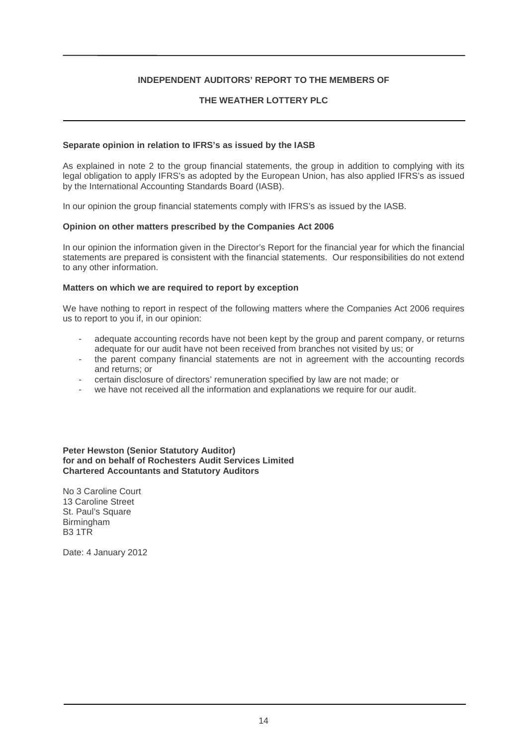**INDEPENDENT AUDITORS' REPORT TO THE MEMBERS OF**

**THE WEATHER LOTTERY PLC**

**Separate opinion in relation to IFRS's as issued by the IASB**

As explained in note 2 to the group financial statements, the group in addition to complying with its legal obligation to apply IFRS's as adopted by the European Union, has also applied IFRS's as issued by the International Accounting Standards Board (IASB).

In our opinion the group financial statements comply with IFRS's as issued by the IASB.

**Opinion on other matters prescribed by the Companies Act 2006**

In our opinion the information given in the Director's Report for the financial year for which the financial statements are prepared is consistent with the financial statements. Our responsibilities do not extend to any other information.

**Matters on which we are required to report by exception**

We have nothing to report in respect of the following matters where the Companies Act 2006 requires us to report to you if, in our opinion:

- adequate accounting records have not been kept by the group and parent company, or returns adequate for our audit have not been received from branches not visited by us; or
- the parent company financial statements are not in agreement with the accounting records and returns; or
- certain disclosure of directors' remuneration specified by law are not made; or
- we have not received all the information and explanations we require for our audit.

**Peter Hewston (Senior Statutory Auditor)**
**for and on behalf of Rochesters Audit Services Limited**
**Chartered Accountants and Statutory Auditors**

No 3 Caroline Court
13 Caroline Street
St. Paul's Square
Birmingham
B3 1TR

Date: 4 January 2012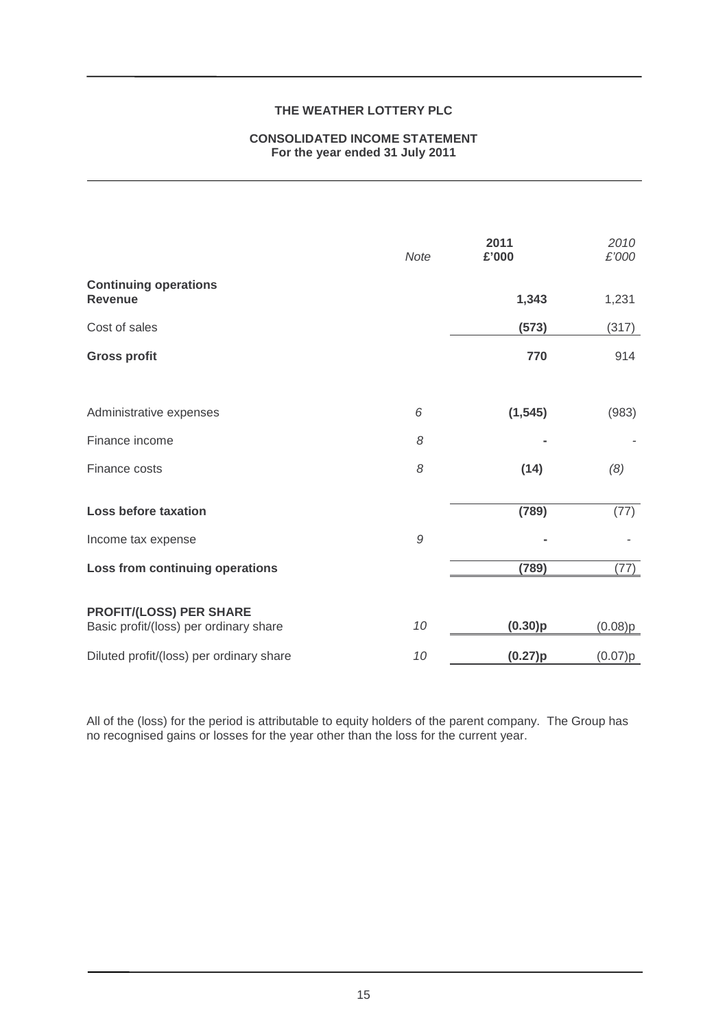**THE WEATHER LOTTERY PLC**

**CONSOLIDATED INCOME STATEMENT**
**For the year ended 31 July 2011**

| | Note | 2011 £'000 | 2010 £'000 |
|---|---|---|---|
| **Continuing operations** | | | |
| **Revenue** | | **1,343** | 1,231 |
| Cost of sales | | **(573)** | (317) |
| **Gross profit** | | **770** | 914 |
| Administrative expenses | 6 | **(1,545)** | (983) |
| Finance income | 8 | **-** | - |
| Finance costs | 8 | **(14)** | (8) |
| **Loss before taxation** | | **(789)** | (77) |
| Income tax expense | 9 | **-** | - |
| **Loss from continuing operations** | | **(789)** | (77) |
| **PROFIT/(LOSS) PER SHARE** | | | |
| Basic profit/(loss) per ordinary share | 10 | **(0.30)p** | (0.08)p |
| Diluted profit/(loss) per ordinary share | 10 | **(0.27)p** | (0.07)p |

All of the (loss) for the period is attributable to equity holders of the parent company. The Group has no recognised gains or losses for the year other than the loss for the current year.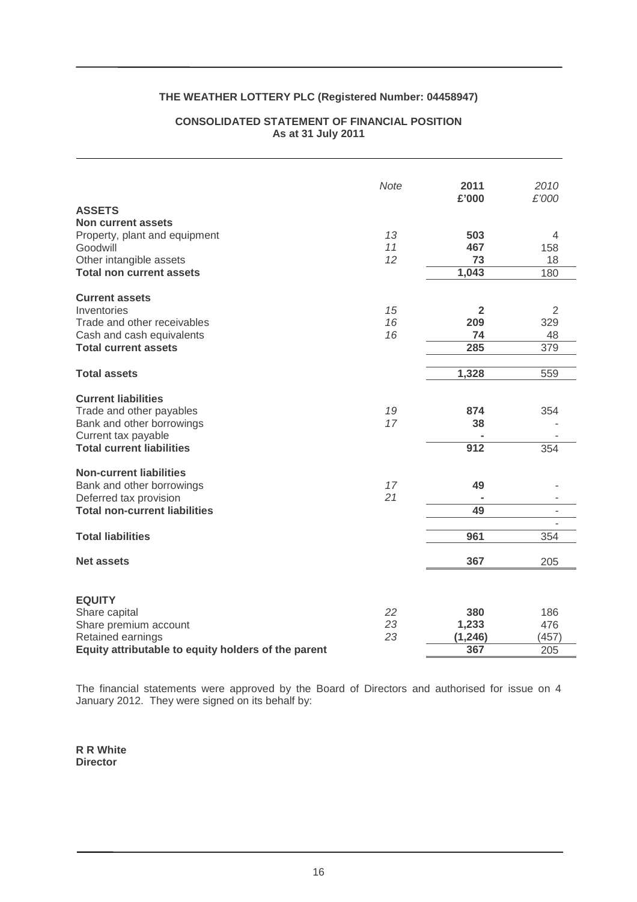**THE WEATHER LOTTERY PLC (Registered Number: 04458947)**

**CONSOLIDATED STATEMENT OF FINANCIAL POSITION**
**As at 31 July 2011**

| | *Note* | **2011** **£'000** | *2010* *£'000* |
|---|---|---|---|
| **ASSETS** | | | |
| **Non current assets** | | | |
| Property, plant and equipment | *13* | **503** | 4 |
| Goodwill | *11* | **467** | 158 |
| Other intangible assets | *12* | **73** | 18 |
| **Total non current assets** | | **1,043** | 180 |
| | | | |
| **Current assets** | | | |
| Inventories | *15* | **2** | 2 |
| Trade and other receivables | *16* | **209** | 329 |
| Cash and cash equivalents | *16* | **74** | 48 |
| **Total current assets** | | **285** | 379 |
| | | | |
| **Total assets** | | **1,328** | 559 |
| | | | |
| **Current liabilities** | | | |
| Trade and other payables | *19* | **874** | 354 |
| Bank and other borrowings | *17* | **38** | - |
| Current tax payable | | **-** | - |
| **Total current liabilities** | | **912** | 354 |
| | | | |
| **Non-current liabilities** | | | |
| Bank and other borrowings | *17* | **49** | - |
| Deferred tax provision | *21* | **-** | - |
| **Total non-current liabilities** | | **49** | - |
| | | | - |
| **Total liabilities** | | **961** | 354 |
| | | | |
| **Net assets** | | **367** | 205 |
| | | | |
| **EQUITY** | | | |
| Share capital | *22* | **380** | 186 |
| Share premium account | *23* | **1,233** | 476 |
| Retained earnings | *23* | **(1,246)** | (457) |
| **Equity attributable to equity holders of the parent** | | **367** | 205 |

The financial statements were approved by the Board of Directors and authorised for issue on 4 January 2012. They were signed on its behalf by:

**R R White**
**Director**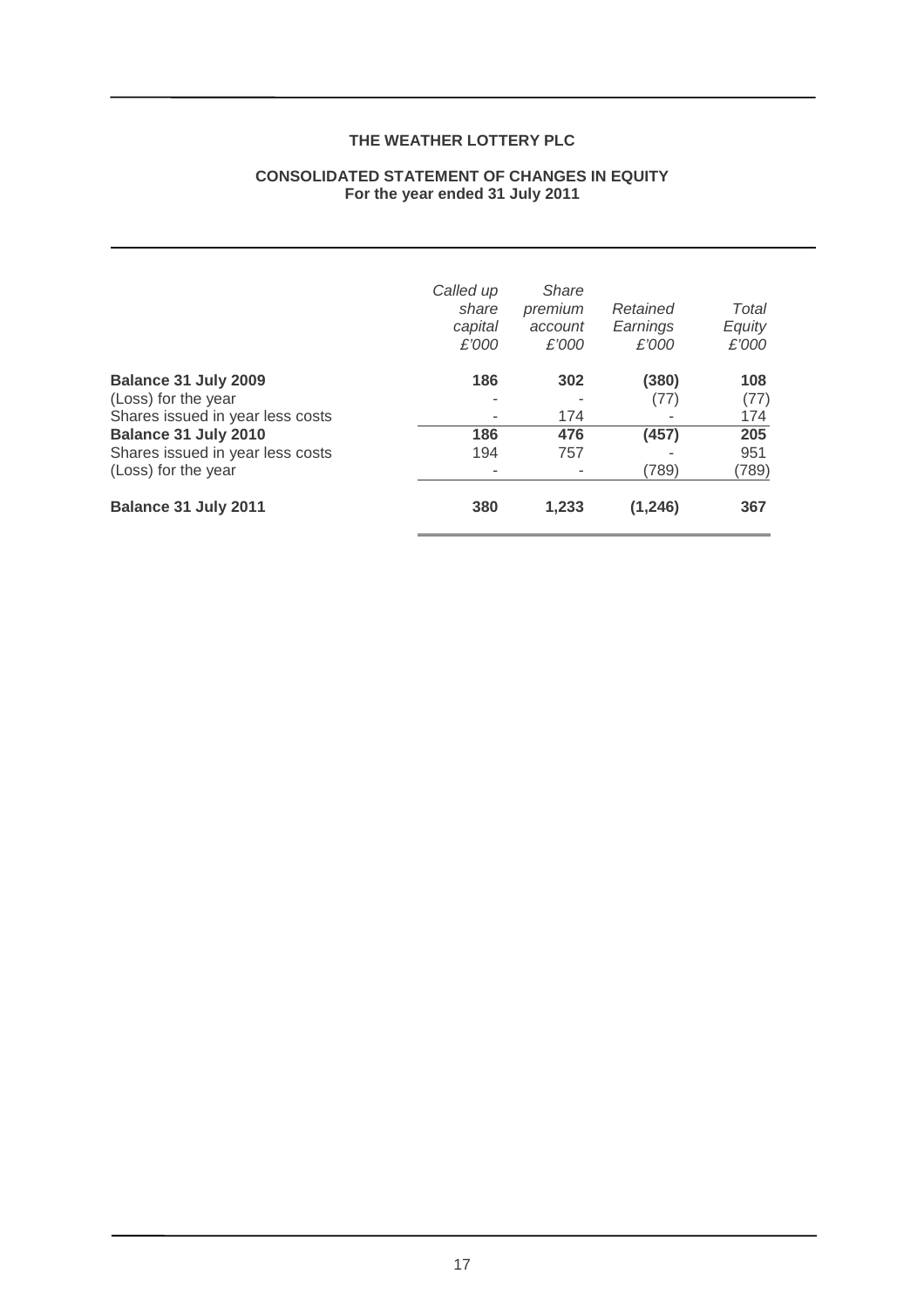## THE WEATHER LOTTERY PLC

### CONSOLIDATED STATEMENT OF CHANGES IN EQUITY
**For the year ended 31 July 2011**

| | *Called up share capital £'000* | *Share premium account £'000* | *Retained Earnings £'000* | *Total Equity £'000* |
|---|---|---|---|---|
| **Balance 31 July 2009** | **186** | **302** | **(380)** | **108** |
| (Loss) for the year | - | - | (77) | (77) |
| Shares issued in year less costs | - | 174 | - | 174 |
| **Balance 31 July 2010** | **186** | **476** | **(457)** | **205** |
| Shares issued in year less costs | 194 | 757 | - | 951 |
| (Loss) for the year | - | - | (789) | (789) |
| **Balance 31 July 2011** | **380** | **1,233** | **(1,246)** | **367** |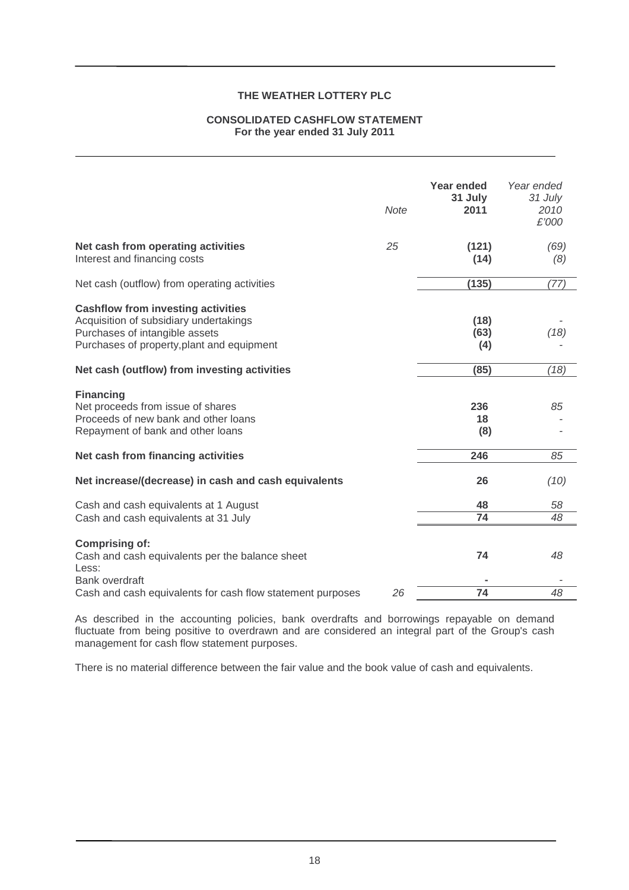**THE WEATHER LOTTERY PLC**

**CONSOLIDATED CASHFLOW STATEMENT**
**For the year ended 31 July 2011**

| | *Note* | **Year ended 31 July 2011** | *Year ended 31 July 2010 £'000* |
|---|---|---|---|
| **Net cash from operating activities** | *25* | **(121)** | *(69)* |
| Interest and financing costs | | **(14)** | *(8)* |
| Net cash (outflow) from operating activities | | **(135)** | *(77)* |
| **Cashflow from investing activities** | | | |
| Acquisition of subsidiary undertakings | | **(18)** | *-* |
| Purchases of intangible assets | | **(63)** | *(18)* |
| Purchases of property,plant and equipment | | **(4)** | *-* |
| **Net cash (outflow) from investing activities** | | **(85)** | *(18)* |
| **Financing** | | | |
| Net proceeds from issue of shares | | **236** | *85* |
| Proceeds of new bank and other loans | | **18** | *-* |
| Repayment of bank and other loans | | **(8)** | *-* |
| **Net cash from financing activities** | | **246** | *85* |
| **Net increase/(decrease) in cash and cash equivalents** | | **26** | *(10)* |
| Cash and cash equivalents at 1 August | | **48** | *58* |
| Cash and cash equivalents at 31 July | | **74** | *48* |
| **Comprising of:** | | | |
| Cash and cash equivalents per the balance sheet | | **74** | *48* |
| Less: | | | |
| Bank overdraft | | **-** | *-* |
| Cash and cash equivalents for cash flow statement purposes | *26* | **74** | *48* |

As described in the accounting policies, bank overdrafts and borrowings repayable on demand fluctuate from being positive to overdrawn and are considered an integral part of the Group's cash management for cash flow statement purposes.

There is no material difference between the fair value and the book value of cash and equivalents.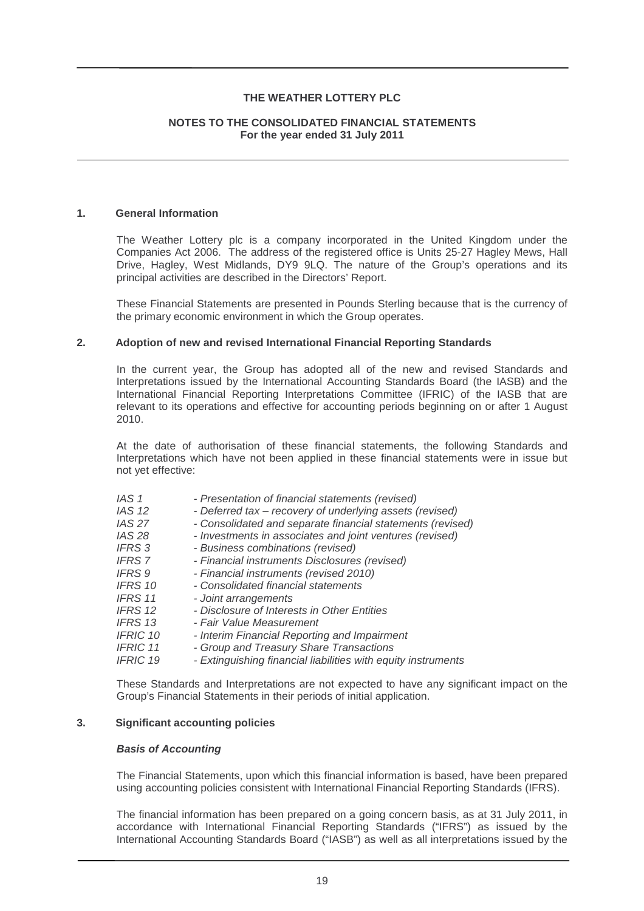**THE WEATHER LOTTERY PLC**

**NOTES TO THE CONSOLIDATED FINANCIAL STATEMENTS**
**For the year ended 31 July 2011**

## 1. General Information

The Weather Lottery plc is a company incorporated in the United Kingdom under the Companies Act 2006. The address of the registered office is Units 25-27 Hagley Mews, Hall Drive, Hagley, West Midlands, DY9 9LQ. The nature of the Group's operations and its principal activities are described in the Directors' Report.

These Financial Statements are presented in Pounds Sterling because that is the currency of the primary economic environment in which the Group operates.

## 2. Adoption of new and revised International Financial Reporting Standards

In the current year, the Group has adopted all of the new and revised Standards and Interpretations issued by the International Accounting Standards Board (the IASB) and the International Financial Reporting Interpretations Committee (IFRIC) of the IASB that are relevant to its operations and effective for accounting periods beginning on or after 1 August 2010.

At the date of authorisation of these financial statements, the following Standards and Interpretations which have not been applied in these financial statements were in issue but not yet effective:

| | |
|---|---|
| *IAS 1* | *- Presentation of financial statements (revised)* |
| *IAS 12* | *- Deferred tax – recovery of underlying assets (revised)* |
| *IAS 27* | *- Consolidated and separate financial statements (revised)* |
| *IAS 28* | *- Investments in associates and joint ventures (revised)* |
| *IFRS 3* | *- Business combinations (revised)* |
| *IFRS 7* | *- Financial instruments Disclosures (revised)* |
| *IFRS 9* | *- Financial instruments (revised 2010)* |
| *IFRS 10* | *- Consolidated financial statements* |
| *IFRS 11* | *- Joint arrangements* |
| *IFRS 12* | *- Disclosure of Interests in Other Entities* |
| *IFRS 13* | *- Fair Value Measurement* |
| *IFRIC 10* | *- Interim Financial Reporting and Impairment* |
| *IFRIC 11* | *- Group and Treasury Share Transactions* |
| *IFRIC 19* | *- Extinguishing financial liabilities with equity instruments* |

These Standards and Interpretations are not expected to have any significant impact on the Group's Financial Statements in their periods of initial application.

## 3. Significant accounting policies

***Basis of Accounting***

The Financial Statements, upon which this financial information is based, have been prepared using accounting policies consistent with International Financial Reporting Standards (IFRS).

The financial information has been prepared on a going concern basis, as at 31 July 2011, in accordance with International Financial Reporting Standards ("IFRS") as issued by the International Accounting Standards Board ("IASB") as well as all interpretations issued by the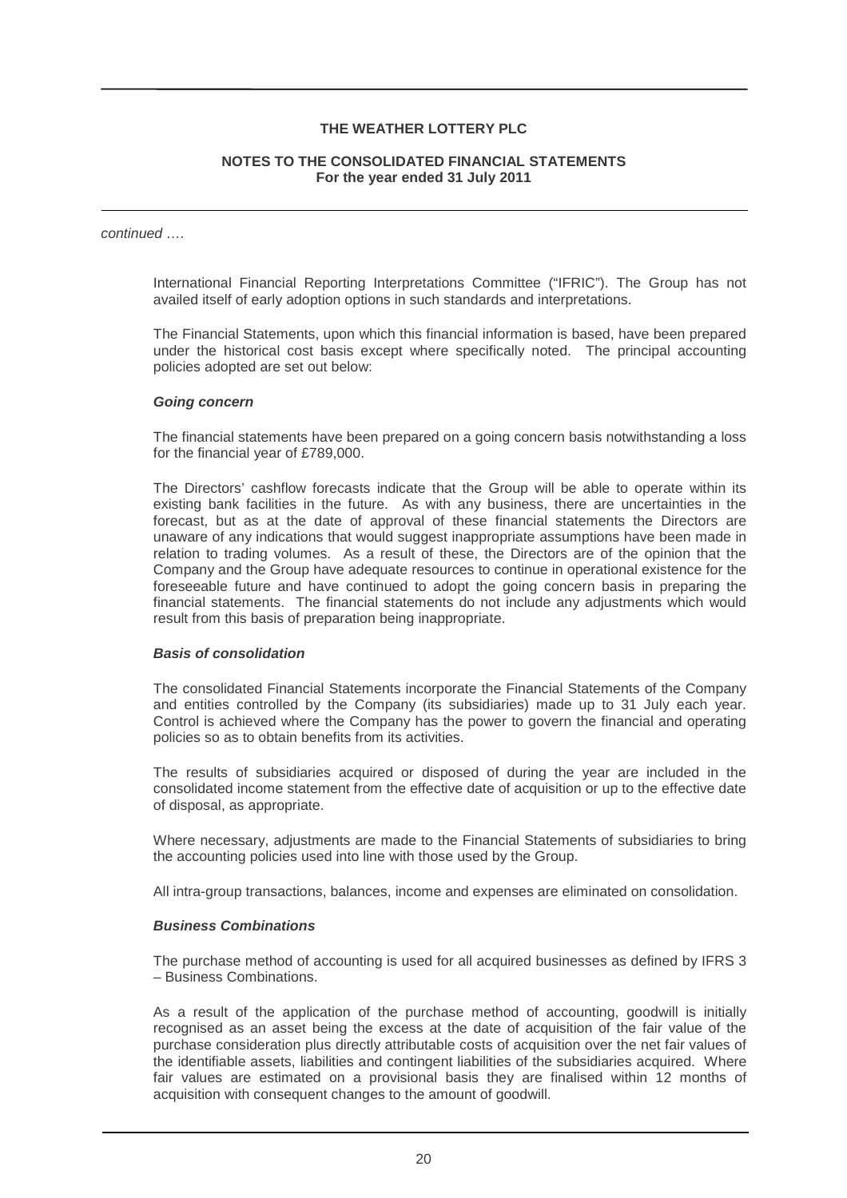*continued ….*

International Financial Reporting Interpretations Committee ("IFRIC"). The Group has not availed itself of early adoption options in such standards and interpretations.

The Financial Statements, upon which this financial information is based, have been prepared under the historical cost basis except where specifically noted. The principal accounting policies adopted are set out below:

***Going concern***

The financial statements have been prepared on a going concern basis notwithstanding a loss for the financial year of £789,000.

The Directors' cashflow forecasts indicate that the Group will be able to operate within its existing bank facilities in the future. As with any business, there are uncertainties in the forecast, but as at the date of approval of these financial statements the Directors are unaware of any indications that would suggest inappropriate assumptions have been made in relation to trading volumes. As a result of these, the Directors are of the opinion that the Company and the Group have adequate resources to continue in operational existence for the foreseeable future and have continued to adopt the going concern basis in preparing the financial statements. The financial statements do not include any adjustments which would result from this basis of preparation being inappropriate.

***Basis of consolidation***

The consolidated Financial Statements incorporate the Financial Statements of the Company and entities controlled by the Company (its subsidiaries) made up to 31 July each year. Control is achieved where the Company has the power to govern the financial and operating policies so as to obtain benefits from its activities.

The results of subsidiaries acquired or disposed of during the year are included in the consolidated income statement from the effective date of acquisition or up to the effective date of disposal, as appropriate.

Where necessary, adjustments are made to the Financial Statements of subsidiaries to bring the accounting policies used into line with those used by the Group.

All intra-group transactions, balances, income and expenses are eliminated on consolidation.

***Business Combinations***

The purchase method of accounting is used for all acquired businesses as defined by IFRS 3 – Business Combinations.

As a result of the application of the purchase method of accounting, goodwill is initially recognised as an asset being the excess at the date of acquisition of the fair value of the purchase consideration plus directly attributable costs of acquisition over the net fair values of the identifiable assets, liabilities and contingent liabilities of the subsidiaries acquired. Where fair values are estimated on a provisional basis they are finalised within 12 months of acquisition with consequent changes to the amount of goodwill.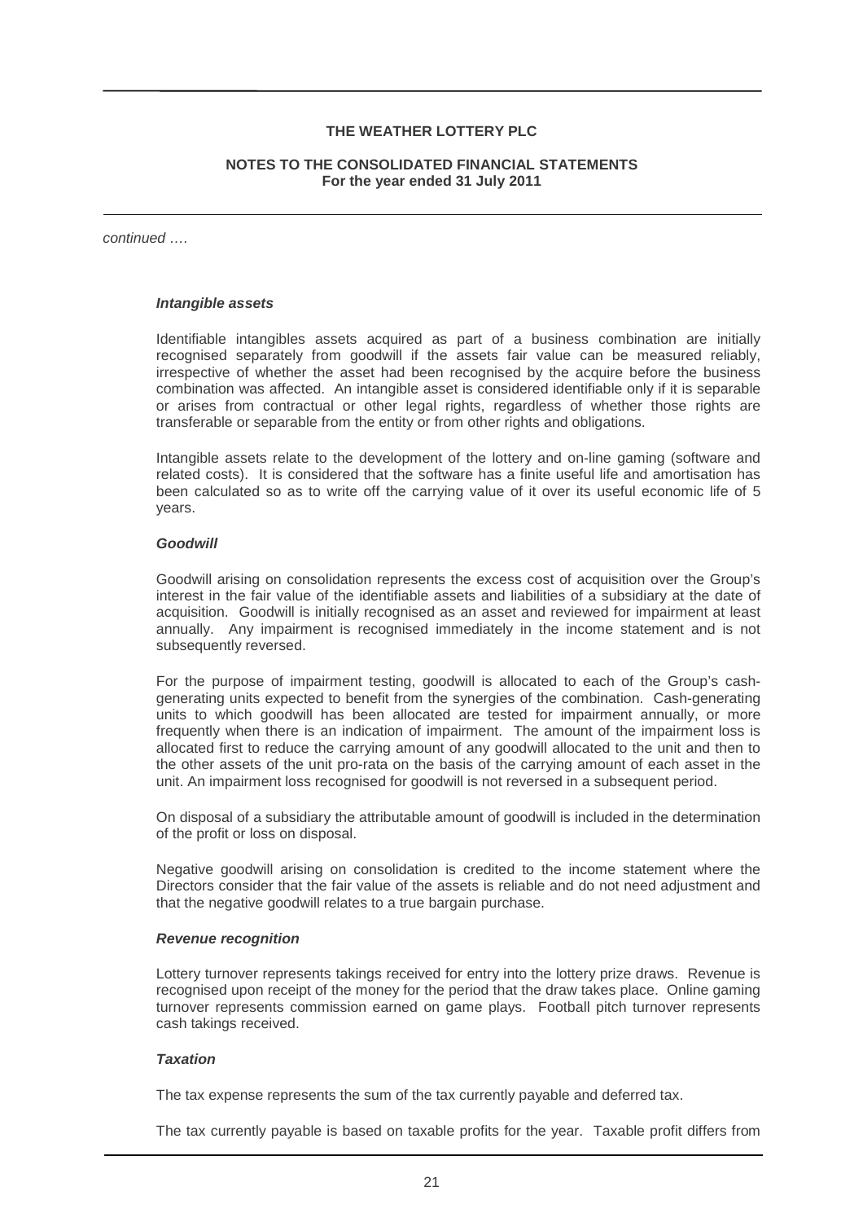continued ….

***Intangible assets***

Identifiable intangibles assets acquired as part of a business combination are initially recognised separately from goodwill if the assets fair value can be measured reliably, irrespective of whether the asset had been recognised by the acquire before the business combination was affected. An intangible asset is considered identifiable only if it is separable or arises from contractual or other legal rights, regardless of whether those rights are transferable or separable from the entity or from other rights and obligations.

Intangible assets relate to the development of the lottery and on-line gaming (software and related costs). It is considered that the software has a finite useful life and amortisation has been calculated so as to write off the carrying value of it over its useful economic life of 5 years.

***Goodwill***

Goodwill arising on consolidation represents the excess cost of acquisition over the Group's interest in the fair value of the identifiable assets and liabilities of a subsidiary at the date of acquisition. Goodwill is initially recognised as an asset and reviewed for impairment at least annually. Any impairment is recognised immediately in the income statement and is not subsequently reversed.

For the purpose of impairment testing, goodwill is allocated to each of the Group's cash-generating units expected to benefit from the synergies of the combination. Cash-generating units to which goodwill has been allocated are tested for impairment annually, or more frequently when there is an indication of impairment. The amount of the impairment loss is allocated first to reduce the carrying amount of any goodwill allocated to the unit and then to the other assets of the unit pro-rata on the basis of the carrying amount of each asset in the unit. An impairment loss recognised for goodwill is not reversed in a subsequent period.

On disposal of a subsidiary the attributable amount of goodwill is included in the determination of the profit or loss on disposal.

Negative goodwill arising on consolidation is credited to the income statement where the Directors consider that the fair value of the assets is reliable and do not need adjustment and that the negative goodwill relates to a true bargain purchase.

***Revenue recognition***

Lottery turnover represents takings received for entry into the lottery prize draws. Revenue is recognised upon receipt of the money for the period that the draw takes place. Online gaming turnover represents commission earned on game plays. Football pitch turnover represents cash takings received.

***Taxation***

The tax expense represents the sum of the tax currently payable and deferred tax.

The tax currently payable is based on taxable profits for the year. Taxable profit differs from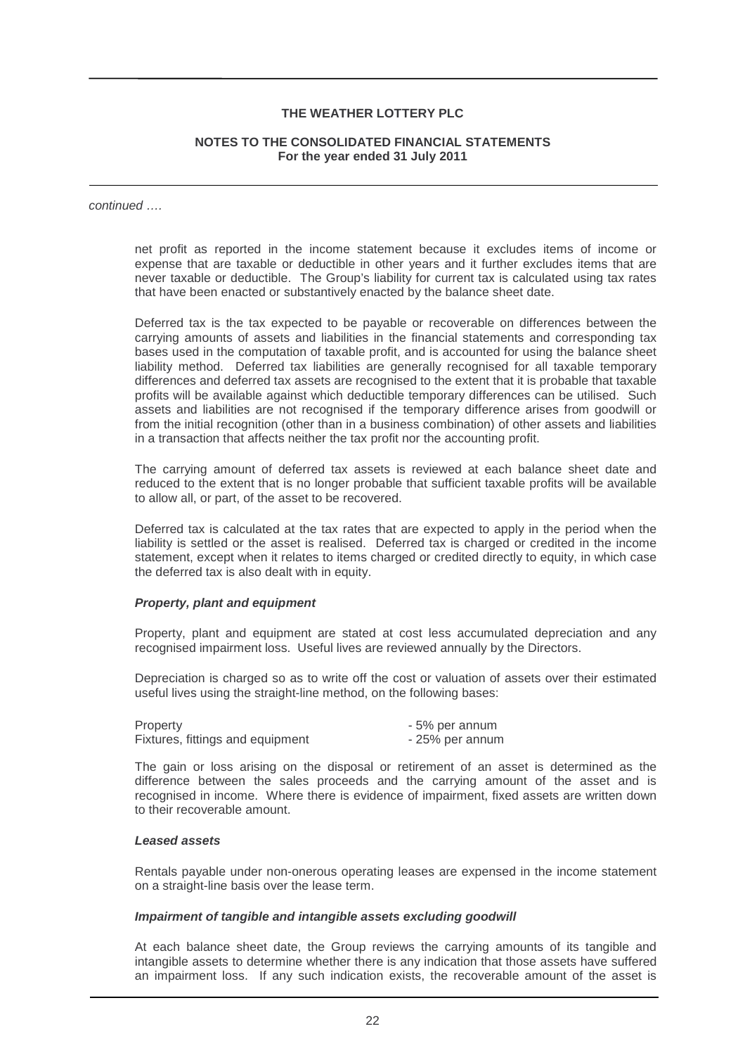*continued ….*

net profit as reported in the income statement because it excludes items of income or expense that are taxable or deductible in other years and it further excludes items that are never taxable or deductible. The Group's liability for current tax is calculated using tax rates that have been enacted or substantively enacted by the balance sheet date.

Deferred tax is the tax expected to be payable or recoverable on differences between the carrying amounts of assets and liabilities in the financial statements and corresponding tax bases used in the computation of taxable profit, and is accounted for using the balance sheet liability method. Deferred tax liabilities are generally recognised for all taxable temporary differences and deferred tax assets are recognised to the extent that it is probable that taxable profits will be available against which deductible temporary differences can be utilised. Such assets and liabilities are not recognised if the temporary difference arises from goodwill or from the initial recognition (other than in a business combination) of other assets and liabilities in a transaction that affects neither the tax profit nor the accounting profit.

The carrying amount of deferred tax assets is reviewed at each balance sheet date and reduced to the extent that is no longer probable that sufficient taxable profits will be available to allow all, or part, of the asset to be recovered.

Deferred tax is calculated at the tax rates that are expected to apply in the period when the liability is settled or the asset is realised. Deferred tax is charged or credited in the income statement, except when it relates to items charged or credited directly to equity, in which case the deferred tax is also dealt with in equity.

***Property, plant and equipment***

Property, plant and equipment are stated at cost less accumulated depreciation and any recognised impairment loss. Useful lives are reviewed annually by the Directors.

Depreciation is charged so as to write off the cost or valuation of assets over their estimated useful lives using the straight-line method, on the following bases:

| | |
|---|---|
| Property | - 5% per annum |
| Fixtures, fittings and equipment | - 25% per annum |

The gain or loss arising on the disposal or retirement of an asset is determined as the difference between the sales proceeds and the carrying amount of the asset and is recognised in income. Where there is evidence of impairment, fixed assets are written down to their recoverable amount.

***Leased assets***

Rentals payable under non-onerous operating leases are expensed in the income statement on a straight-line basis over the lease term.

***Impairment of tangible and intangible assets excluding goodwill***

At each balance sheet date, the Group reviews the carrying amounts of its tangible and intangible assets to determine whether there is any indication that those assets have suffered an impairment loss. If any such indication exists, the recoverable amount of the asset is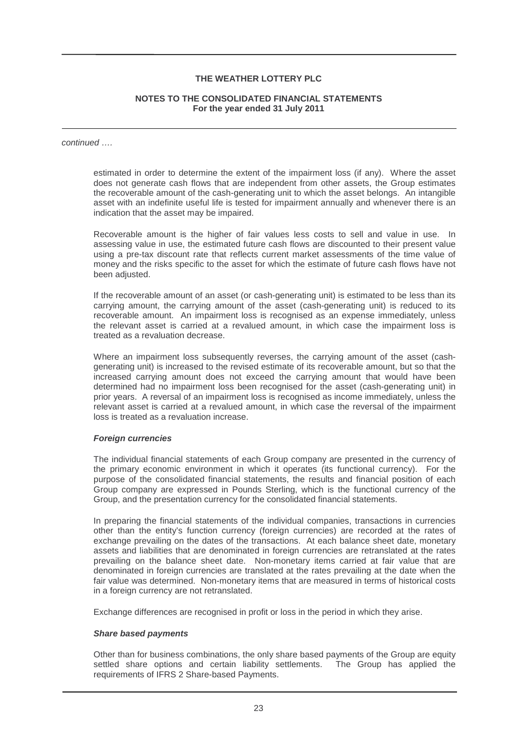*continued ….*

estimated in order to determine the extent of the impairment loss (if any). Where the asset does not generate cash flows that are independent from other assets, the Group estimates the recoverable amount of the cash-generating unit to which the asset belongs. An intangible asset with an indefinite useful life is tested for impairment annually and whenever there is an indication that the asset may be impaired.

Recoverable amount is the higher of fair values less costs to sell and value in use. In assessing value in use, the estimated future cash flows are discounted to their present value using a pre-tax discount rate that reflects current market assessments of the time value of money and the risks specific to the asset for which the estimate of future cash flows have not been adjusted.

If the recoverable amount of an asset (or cash-generating unit) is estimated to be less than its carrying amount, the carrying amount of the asset (cash-generating unit) is reduced to its recoverable amount. An impairment loss is recognised as an expense immediately, unless the relevant asset is carried at a revalued amount, in which case the impairment loss is treated as a revaluation decrease.

Where an impairment loss subsequently reverses, the carrying amount of the asset (cash-generating unit) is increased to the revised estimate of its recoverable amount, but so that the increased carrying amount does not exceed the carrying amount that would have been determined had no impairment loss been recognised for the asset (cash-generating unit) in prior years. A reversal of an impairment loss is recognised as income immediately, unless the relevant asset is carried at a revalued amount, in which case the reversal of the impairment loss is treated as a revaluation increase.

***Foreign currencies***

The individual financial statements of each Group company are presented in the currency of the primary economic environment in which it operates (its functional currency). For the purpose of the consolidated financial statements, the results and financial position of each Group company are expressed in Pounds Sterling, which is the functional currency of the Group, and the presentation currency for the consolidated financial statements.

In preparing the financial statements of the individual companies, transactions in currencies other than the entity's function currency (foreign currencies) are recorded at the rates of exchange prevailing on the dates of the transactions. At each balance sheet date, monetary assets and liabilities that are denominated in foreign currencies are retranslated at the rates prevailing on the balance sheet date. Non-monetary items carried at fair value that are denominated in foreign currencies are translated at the rates prevailing at the date when the fair value was determined. Non-monetary items that are measured in terms of historical costs in a foreign currency are not retranslated.

Exchange differences are recognised in profit or loss in the period in which they arise.

***Share based payments***

Other than for business combinations, the only share based payments of the Group are equity settled share options and certain liability settlements. The Group has applied the requirements of IFRS 2 Share-based Payments.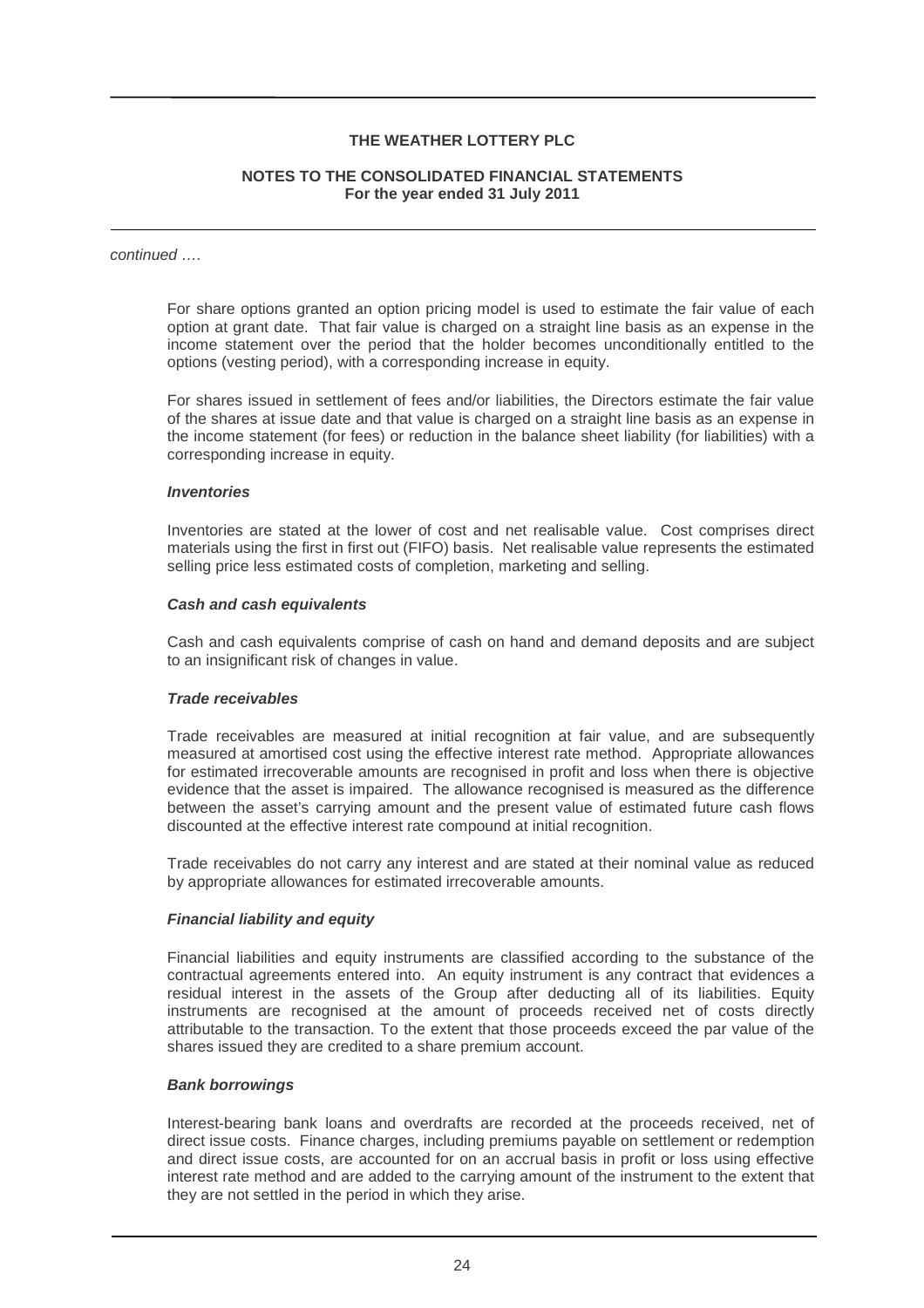*continued ….*

For share options granted an option pricing model is used to estimate the fair value of each option at grant date. That fair value is charged on a straight line basis as an expense in the income statement over the period that the holder becomes unconditionally entitled to the options (vesting period), with a corresponding increase in equity.

For shares issued in settlement of fees and/or liabilities, the Directors estimate the fair value of the shares at issue date and that value is charged on a straight line basis as an expense in the income statement (for fees) or reduction in the balance sheet liability (for liabilities) with a corresponding increase in equity.

***Inventories***

Inventories are stated at the lower of cost and net realisable value. Cost comprises direct materials using the first in first out (FIFO) basis. Net realisable value represents the estimated selling price less estimated costs of completion, marketing and selling.

***Cash and cash equivalents***

Cash and cash equivalents comprise of cash on hand and demand deposits and are subject to an insignificant risk of changes in value.

***Trade receivables***

Trade receivables are measured at initial recognition at fair value, and are subsequently measured at amortised cost using the effective interest rate method. Appropriate allowances for estimated irrecoverable amounts are recognised in profit and loss when there is objective evidence that the asset is impaired. The allowance recognised is measured as the difference between the asset's carrying amount and the present value of estimated future cash flows discounted at the effective interest rate compound at initial recognition.

Trade receivables do not carry any interest and are stated at their nominal value as reduced by appropriate allowances for estimated irrecoverable amounts.

***Financial liability and equity***

Financial liabilities and equity instruments are classified according to the substance of the contractual agreements entered into. An equity instrument is any contract that evidences a residual interest in the assets of the Group after deducting all of its liabilities. Equity instruments are recognised at the amount of proceeds received net of costs directly attributable to the transaction. To the extent that those proceeds exceed the par value of the shares issued they are credited to a share premium account.

***Bank borrowings***

Interest-bearing bank loans and overdrafts are recorded at the proceeds received, net of direct issue costs. Finance charges, including premiums payable on settlement or redemption and direct issue costs, are accounted for on an accrual basis in profit or loss using effective interest rate method and are added to the carrying amount of the instrument to the extent that they are not settled in the period in which they arise.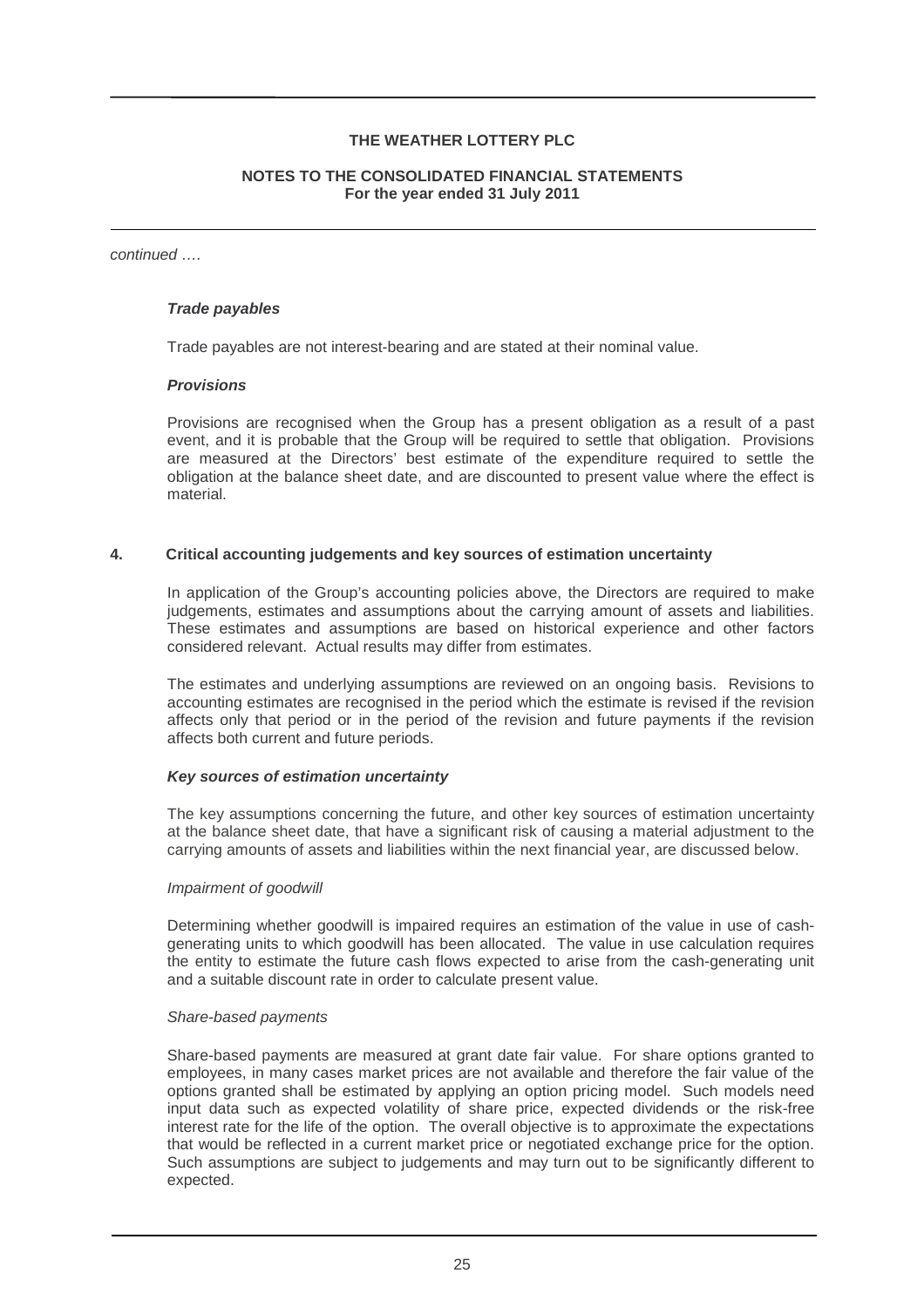*continued ….*

***Trade payables***

Trade payables are not interest-bearing and are stated at their nominal value.

***Provisions***

Provisions are recognised when the Group has a present obligation as a result of a past event, and it is probable that the Group will be required to settle that obligation. Provisions are measured at the Directors' best estimate of the expenditure required to settle the obligation at the balance sheet date, and are discounted to present value where the effect is material.

## 4. Critical accounting judgements and key sources of estimation uncertainty

In application of the Group's accounting policies above, the Directors are required to make judgements, estimates and assumptions about the carrying amount of assets and liabilities. These estimates and assumptions are based on historical experience and other factors considered relevant. Actual results may differ from estimates.

The estimates and underlying assumptions are reviewed on an ongoing basis. Revisions to accounting estimates are recognised in the period which the estimate is revised if the revision affects only that period or in the period of the revision and future payments if the revision affects both current and future periods.

***Key sources of estimation uncertainty***

The key assumptions concerning the future, and other key sources of estimation uncertainty at the balance sheet date, that have a significant risk of causing a material adjustment to the carrying amounts of assets and liabilities within the next financial year, are discussed below.

*Impairment of goodwill*

Determining whether goodwill is impaired requires an estimation of the value in use of cash-generating units to which goodwill has been allocated. The value in use calculation requires the entity to estimate the future cash flows expected to arise from the cash-generating unit and a suitable discount rate in order to calculate present value.

*Share-based payments*

Share-based payments are measured at grant date fair value. For share options granted to employees, in many cases market prices are not available and therefore the fair value of the options granted shall be estimated by applying an option pricing model. Such models need input data such as expected volatility of share price, expected dividends or the risk-free interest rate for the life of the option. The overall objective is to approximate the expectations that would be reflected in a current market price or negotiated exchange price for the option. Such assumptions are subject to judgements and may turn out to be significantly different to expected.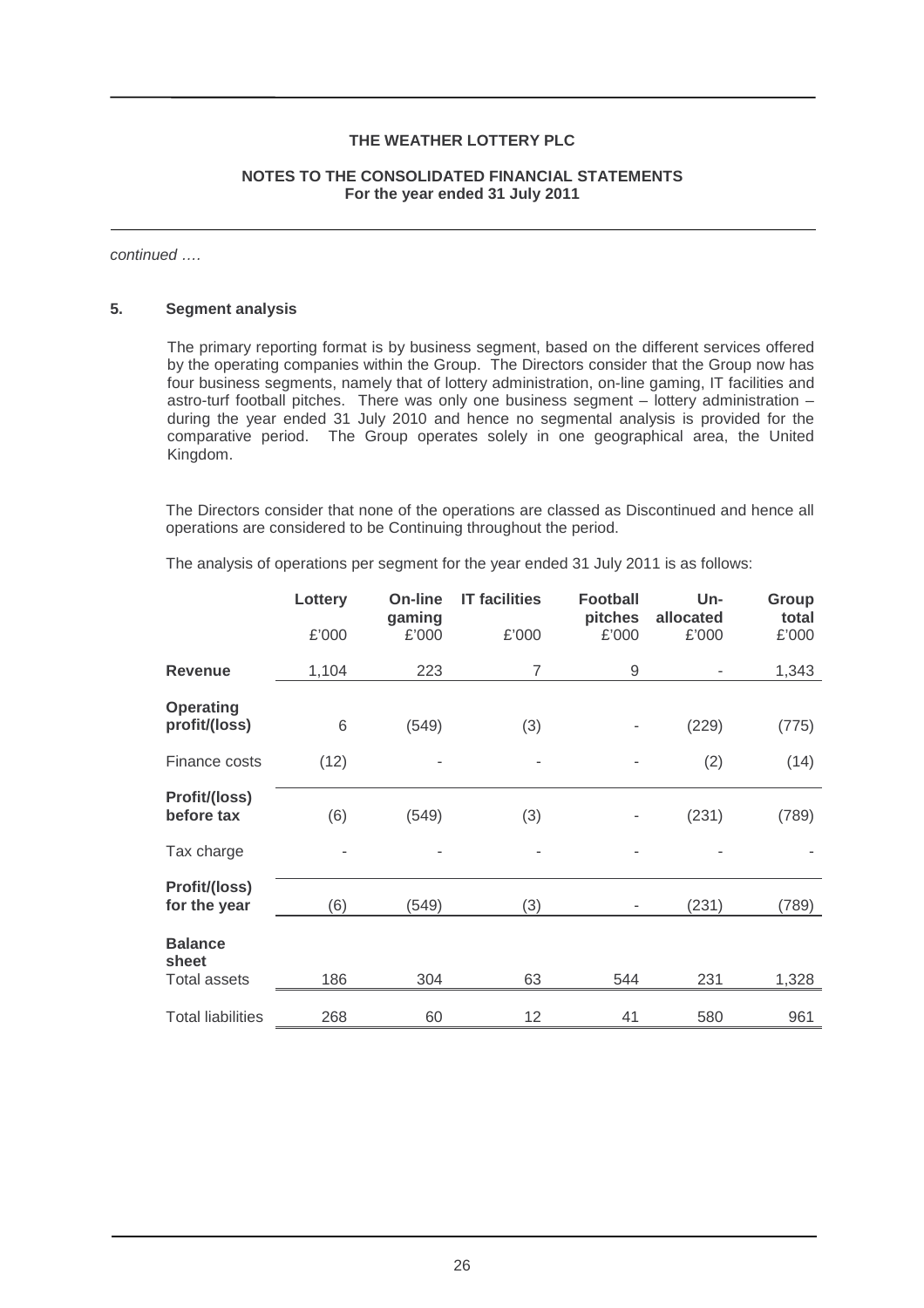*continued ….*

## 5. Segment analysis

The primary reporting format is by business segment, based on the different services offered by the operating companies within the Group. The Directors consider that the Group now has four business segments, namely that of lottery administration, on-line gaming, IT facilities and astro-turf football pitches. There was only one business segment – lottery administration – during the year ended 31 July 2010 and hence no segmental analysis is provided for the comparative period. The Group operates solely in one geographical area, the United Kingdom.

The Directors consider that none of the operations are classed as Discontinued and hence all operations are considered to be Continuing throughout the period.

The analysis of operations per segment for the year ended 31 July 2011 is as follows:

| | Lottery | On-line gaming | IT facilities | Football pitches | Un-allocated | Group total |
|---|---|---|---|---|---|---|
| | £'000 | £'000 | £'000 | £'000 | £'000 | £'000 |
| **Revenue** | 1,104 | 223 | 7 | 9 | - | 1,343 |
| **Operating profit/(loss)** | 6 | (549) | (3) | - | (229) | (775) |
| Finance costs | (12) | - | - | - | (2) | (14) |
| **Profit/(loss) before tax** | (6) | (549) | (3) | - | (231) | (789) |
| Tax charge | - | - | - | - | - | - |
| **Profit/(loss) for the year** | (6) | (549) | (3) | - | (231) | (789) |
| **Balance sheet** | | | | | | |
| Total assets | 186 | 304 | 63 | 544 | 231 | 1,328 |
| Total liabilities | 268 | 60 | 12 | 41 | 580 | 961 |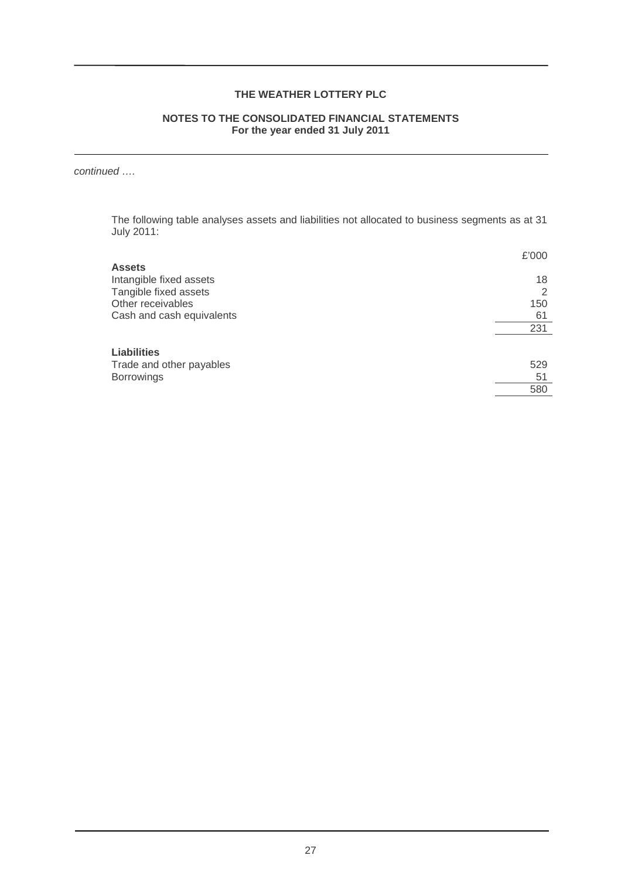*continued ….*

The following table analyses assets and liabilities not allocated to business segments as at 31 July 2011:

| | £'000 |
|---|---|
| **Assets** | |
| Intangible fixed assets | 18 |
| Tangible fixed assets | 2 |
| Other receivables | 150 |
| Cash and cash equivalents | 61 |
| | 231 |
| **Liabilities** | |
| Trade and other payables | 529 |
| Borrowings | 51 |
| | 580 |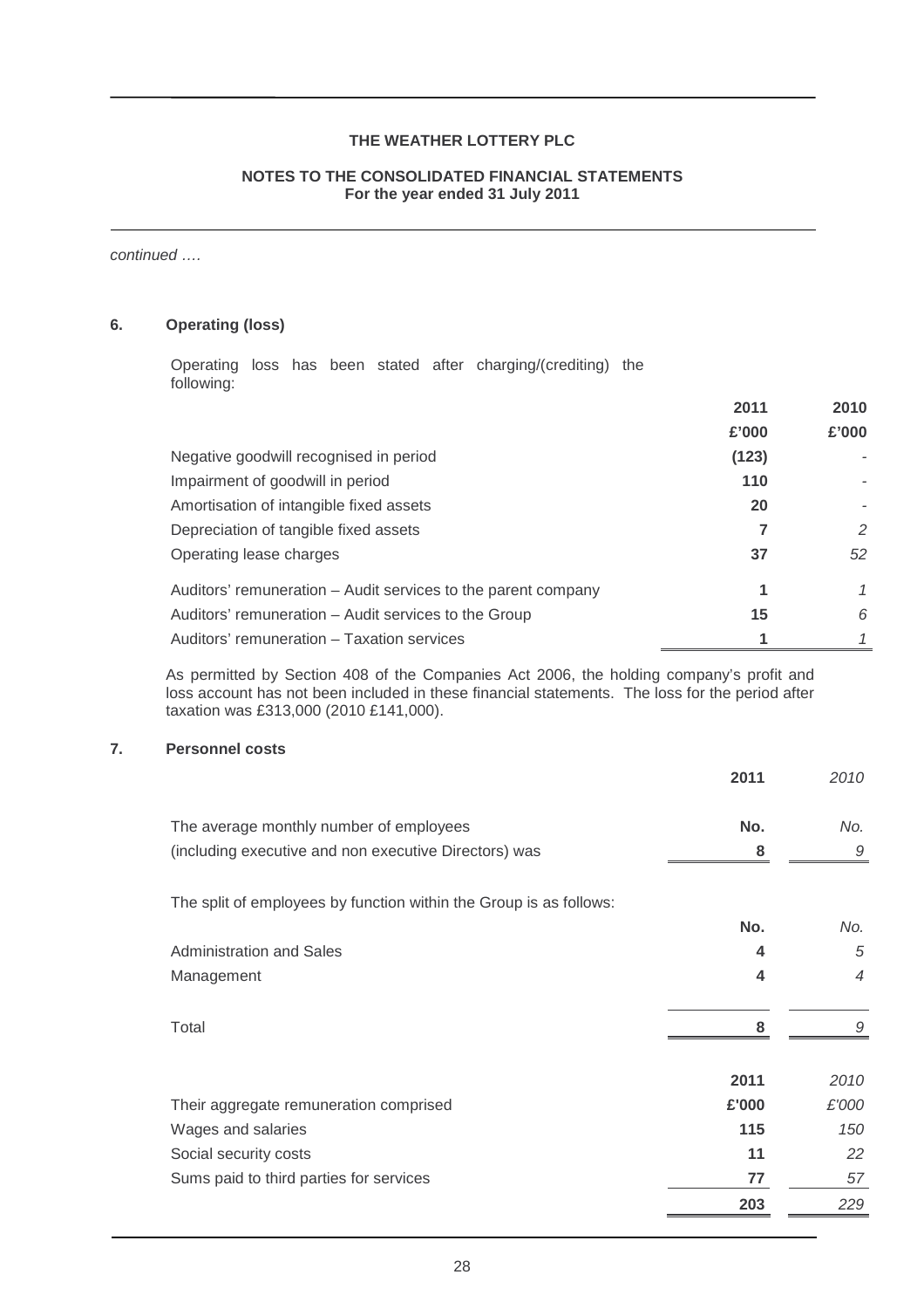**THE WEATHER LOTTERY PLC**

**NOTES TO THE CONSOLIDATED FINANCIAL STATEMENTS**
**For the year ended 31 July 2011**

*continued ….*

## 6. Operating (loss)

Operating loss has been stated after charging/(crediting) the following:

| | 2011 | 2010 |
|---|---|---|
| | £'000 | £'000 |
| Negative goodwill recognised in period | (123) | - |
| Impairment of goodwill in period | 110 | - |
| Amortisation of intangible fixed assets | 20 | - |
| Depreciation of tangible fixed assets | 7 | 2 |
| Operating lease charges | 37 | 52 |
| Auditors' remuneration – Audit services to the parent company | 1 | 1 |
| Auditors' remuneration – Audit services to the Group | 15 | 6 |
| Auditors' remuneration – Taxation services | 1 | 1 |

As permitted by Section 408 of the Companies Act 2006, the holding company's profit and loss account has not been included in these financial statements. The loss for the period after taxation was £313,000 (2010 £141,000).

## 7. Personnel costs

| | 2011 | 2010 |
|---|---|---|
| The average monthly number of employees | No. | No. |
| (including executive and non executive Directors) was | 8 | 9 |

The split of employees by function within the Group is as follows:

| | No. | No. |
|---|---|---|
| Administration and Sales | 4 | 5 |
| Management | 4 | 4 |
| Total | 8 | 9 |

| | 2011 | 2010 |
|---|---|---|
| Their aggregate remuneration comprised | £'000 | £'000 |
| Wages and salaries | 115 | 150 |
| Social security costs | 11 | 22 |
| Sums paid to third parties for services | 77 | 57 |
| | 203 | 229 |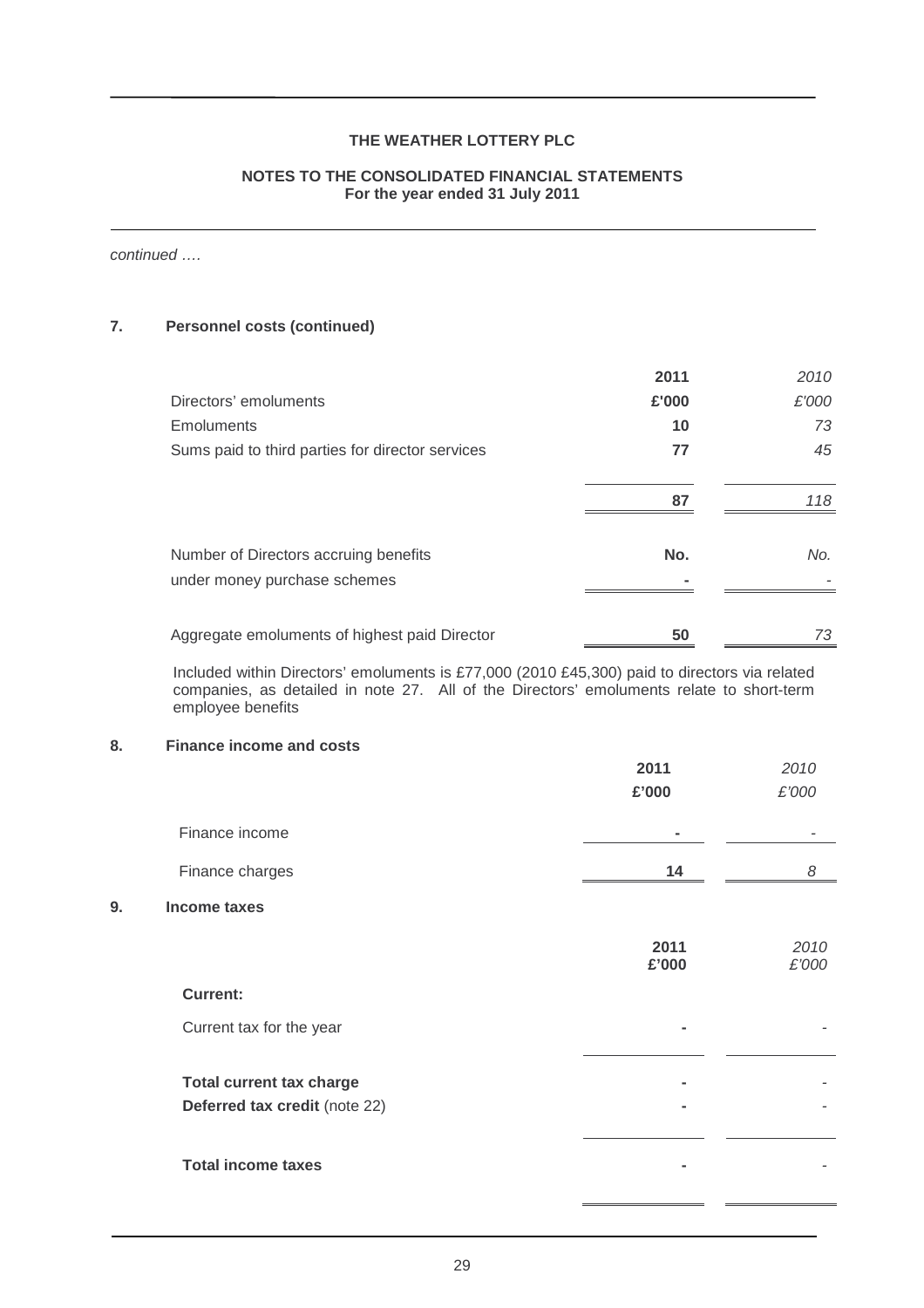continued ….

### 7. Personnel costs (continued)

| | 2011 | 2010 |
|---|---|---|
| Directors' emoluments | £'000 | £'000 |
| Emoluments | 10 | 73 |
| Sums paid to third parties for director services | 77 | 45 |
| | 87 | 118 |
| Number of Directors accruing benefits | No. | No. |
| under money purchase schemes | - | - |
| Aggregate emoluments of highest paid Director | 50 | 73 |

Included within Directors' emoluments is £77,000 (2010 £45,300) paid to directors via related companies, as detailed in note 27. All of the Directors' emoluments relate to short-term employee benefits

### 8. Finance income and costs

| | 2011 | 2010 |
|---|---|---|
| | £'000 | £'000 |
| Finance income | - | - |
| Finance charges | 14 | 8 |

### 9. Income taxes

| | 2011<br>£'000 | 2010<br>£'000 |
|---|---|---|
| **Current:** | | |
| Current tax for the year | - | - |
| **Total current tax charge** | - | - |
| **Deferred tax credit** (note 22) | - | - |
| **Total income taxes** | - | - |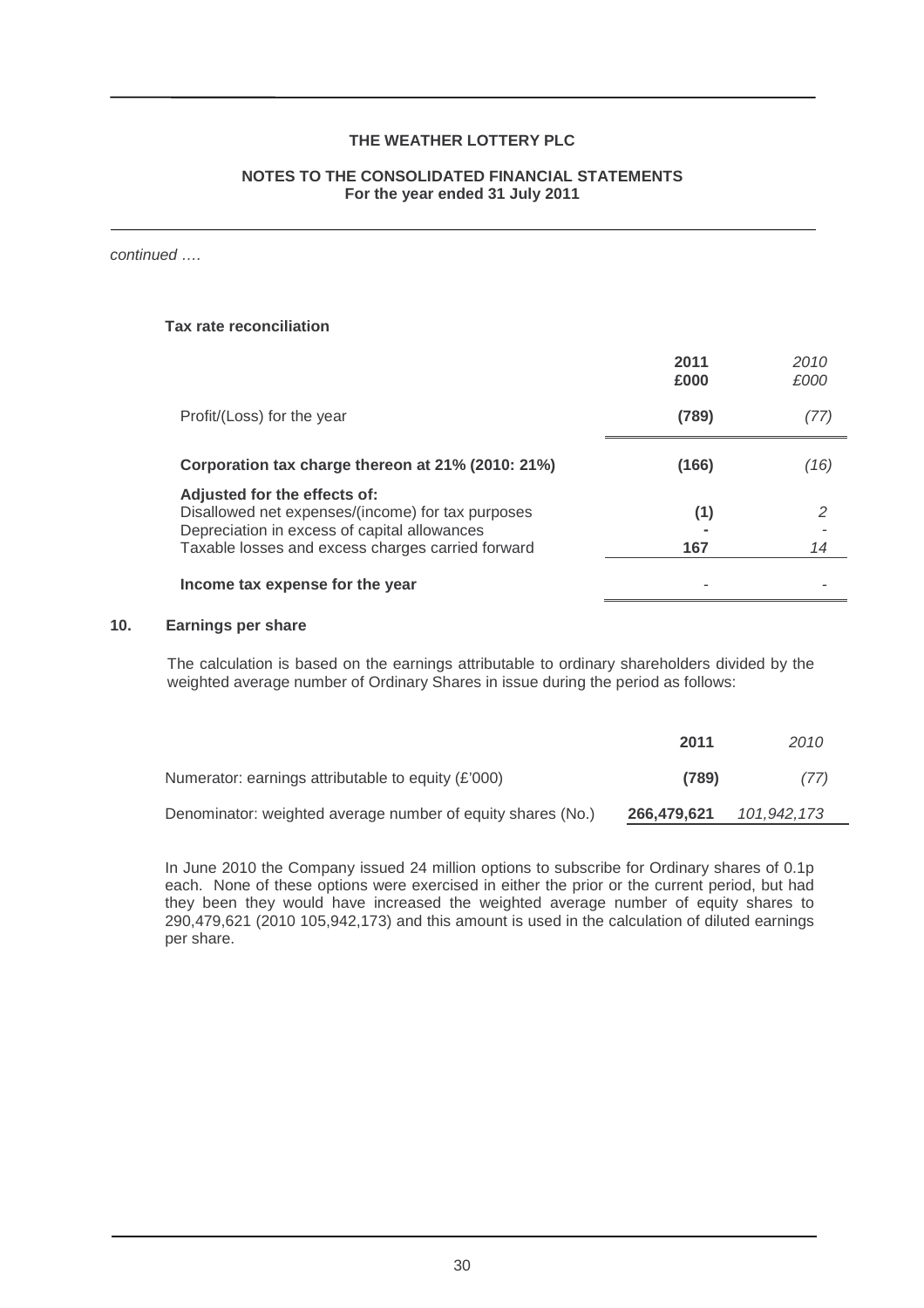*continued ….*

**Tax rate reconciliation**

| | 2011 £000 | *2010 £000* |
|---|---|---|
| Profit/(Loss) for the year | **(789)** | *(77)* |
| **Corporation tax charge thereon at 21% (2010: 21%)** | **(166)** | *(16)* |
| **Adjusted for the effects of:** | | |
| Disallowed net expenses/(income) for tax purposes | **(1)** | *2* |
| Depreciation in excess of capital allowances | **-** | *-* |
| Taxable losses and excess charges carried forward | **167** | *14* |
| **Income tax expense for the year** | - | - |

## 10. Earnings per share

The calculation is based on the earnings attributable to ordinary shareholders divided by the weighted average number of Ordinary Shares in issue during the period as follows:

| | 2011 | *2010* |
|---|---|---|
| Numerator: earnings attributable to equity (£'000) | **(789)** | *(77)* |
| Denominator: weighted average number of equity shares (No.) | **266,479,621** | *101,942,173* |

In June 2010 the Company issued 24 million options to subscribe for Ordinary shares of 0.1p each. None of these options were exercised in either the prior or the current period, but had they been they would have increased the weighted average number of equity shares to 290,479,621 (2010 105,942,173) and this amount is used in the calculation of diluted earnings per share.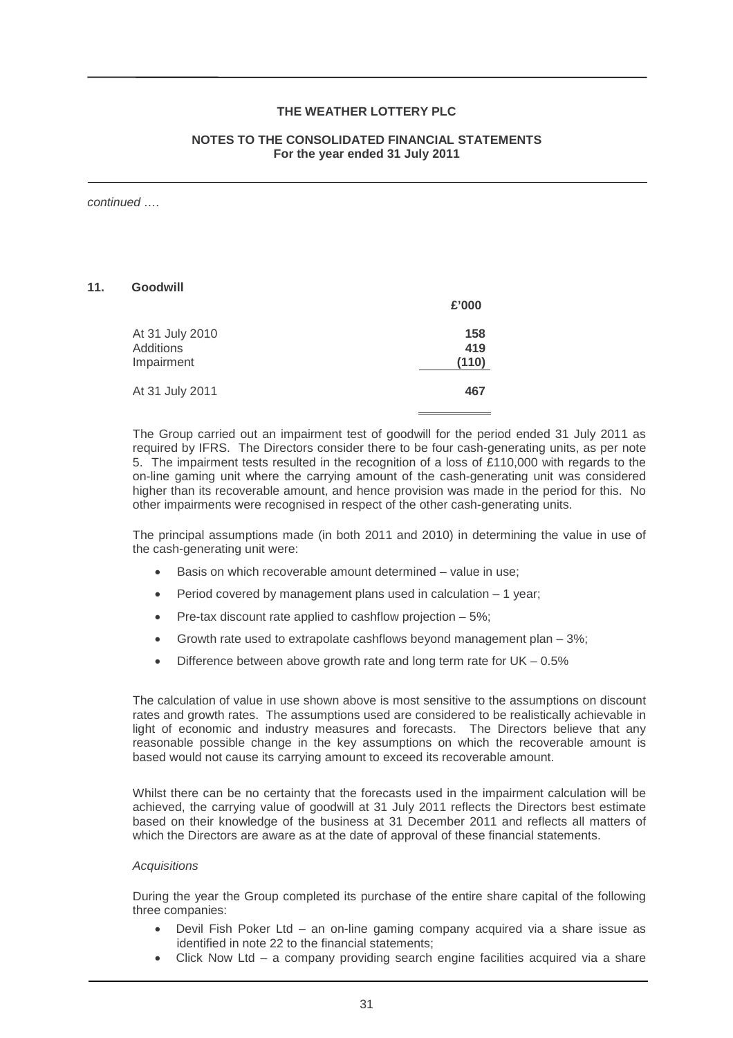*continued ….*

## 11. Goodwill

| | £'000 |
|---|---|
| At 31 July 2010 | **158** |
| Additions | **419** |
| Impairment | **(110)** |
| At 31 July 2011 | **467** |

The Group carried out an impairment test of goodwill for the period ended 31 July 2011 as required by IFRS. The Directors consider there to be four cash-generating units, as per note 5. The impairment tests resulted in the recognition of a loss of £110,000 with regards to the on-line gaming unit where the carrying amount of the cash-generating unit was considered higher than its recoverable amount, and hence provision was made in the period for this. No other impairments were recognised in respect of the other cash-generating units.

The principal assumptions made (in both 2011 and 2010) in determining the value in use of the cash-generating unit were:

- Basis on which recoverable amount determined – value in use;
- Period covered by management plans used in calculation – 1 year;
- Pre-tax discount rate applied to cashflow projection – 5%;
- Growth rate used to extrapolate cashflows beyond management plan – 3%;
- Difference between above growth rate and long term rate for UK – 0.5%

The calculation of value in use shown above is most sensitive to the assumptions on discount rates and growth rates. The assumptions used are considered to be realistically achievable in light of economic and industry measures and forecasts. The Directors believe that any reasonable possible change in the key assumptions on which the recoverable amount is based would not cause its carrying amount to exceed its recoverable amount.

Whilst there can be no certainty that the forecasts used in the impairment calculation will be achieved, the carrying value of goodwill at 31 July 2011 reflects the Directors best estimate based on their knowledge of the business at 31 December 2011 and reflects all matters of which the Directors are aware as at the date of approval of these financial statements.

*Acquisitions*

During the year the Group completed its purchase of the entire share capital of the following three companies:

- Devil Fish Poker Ltd – an on-line gaming company acquired via a share issue as identified in note 22 to the financial statements;
- Click Now Ltd – a company providing search engine facilities acquired via a share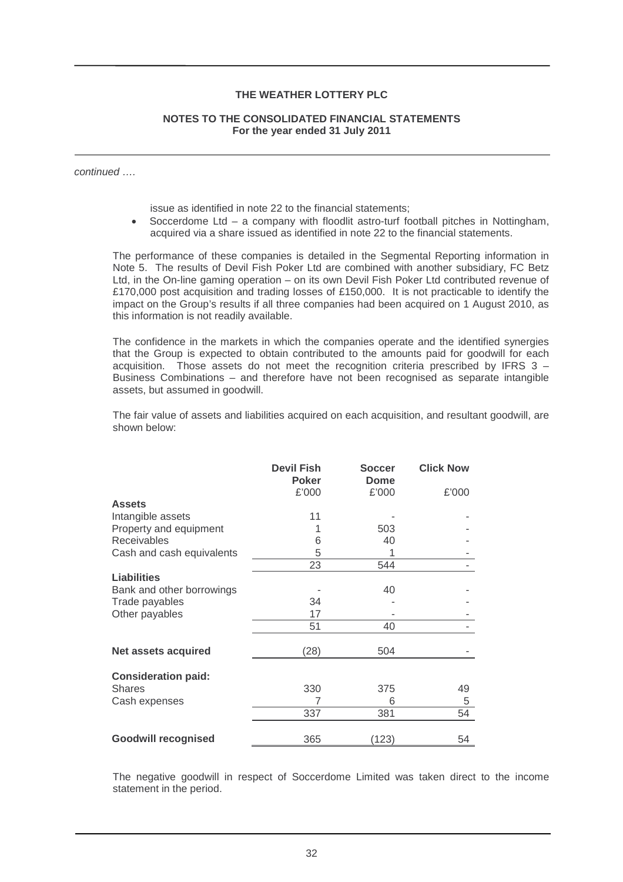*continued ….*

issue as identified in note 22 to the financial statements;

- Soccerdome Ltd – a company with floodlit astro-turf football pitches in Nottingham, acquired via a share issued as identified in note 22 to the financial statements.

The performance of these companies is detailed in the Segmental Reporting information in Note 5. The results of Devil Fish Poker Ltd are combined with another subsidiary, FC Betz Ltd, in the On-line gaming operation – on its own Devil Fish Poker Ltd contributed revenue of £170,000 post acquisition and trading losses of £150,000. It is not practicable to identify the impact on the Group's results if all three companies had been acquired on 1 August 2010, as this information is not readily available.

The confidence in the markets in which the companies operate and the identified synergies that the Group is expected to obtain contributed to the amounts paid for goodwill for each acquisition. Those assets do not meet the recognition criteria prescribed by IFRS 3 – Business Combinations – and therefore have not been recognised as separate intangible assets, but assumed in goodwill.

The fair value of assets and liabilities acquired on each acquisition, and resultant goodwill, are shown below:

| | Devil Fish Poker | Soccer Dome | Click Now |
|---|---|---|---|
| | £'000 | £'000 | £'000 |
| **Assets** | | | |
| Intangible assets | 11 | - | - |
| Property and equipment | 1 | 503 | - |
| Receivables | 6 | 40 | - |
| Cash and cash equivalents | 5 | 1 | - |
| | 23 | 544 | - |
| **Liabilities** | | | |
| Bank and other borrowings | - | 40 | - |
| Trade payables | 34 | - | - |
| Other payables | 17 | - | - |
| | 51 | 40 | - |
| **Net assets acquired** | (28) | 504 | - |
| **Consideration paid:** | | | |
| Shares | 330 | 375 | 49 |
| Cash expenses | 7 | 6 | 5 |
| | 337 | 381 | 54 |
| **Goodwill recognised** | 365 | (123) | 54 |

The negative goodwill in respect of Soccerdome Limited was taken direct to the income statement in the period.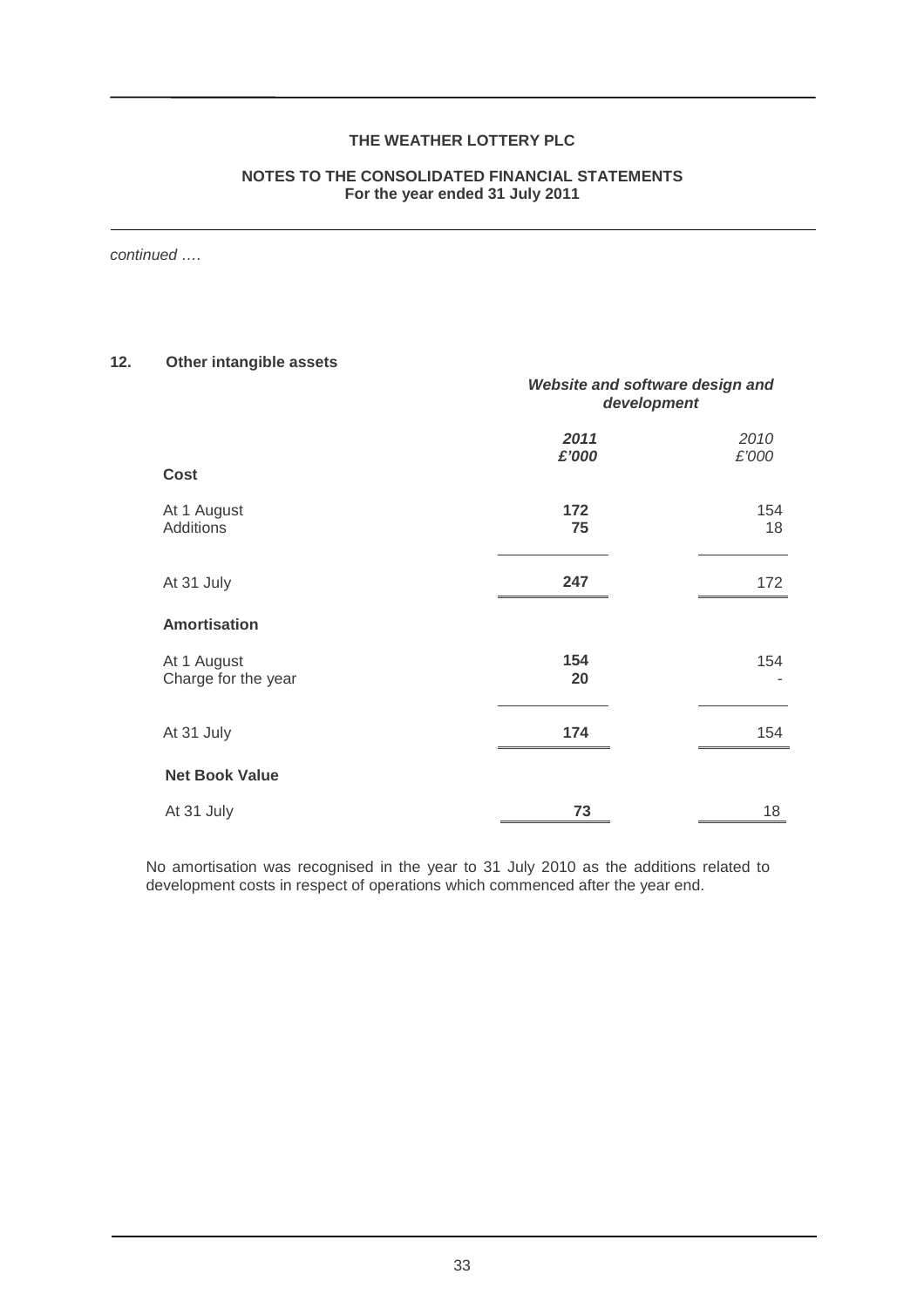continued ….

## 12. Other intangible assets

| | Website and software design and development | |
|---|---|---|
| | **2011** | 2010 |
| | **£'000** | £'000 |
| **Cost** | | |
| At 1 August | **172** | 154 |
| Additions | **75** | 18 |
| At 31 July | **247** | 172 |
| **Amortisation** | | |
| At 1 August | **154** | 154 |
| Charge for the year | **20** | - |
| At 31 July | **174** | 154 |
| **Net Book Value** | | |
| At 31 July | **73** | 18 |

No amortisation was recognised in the year to 31 July 2010 as the additions related to development costs in respect of operations which commenced after the year end.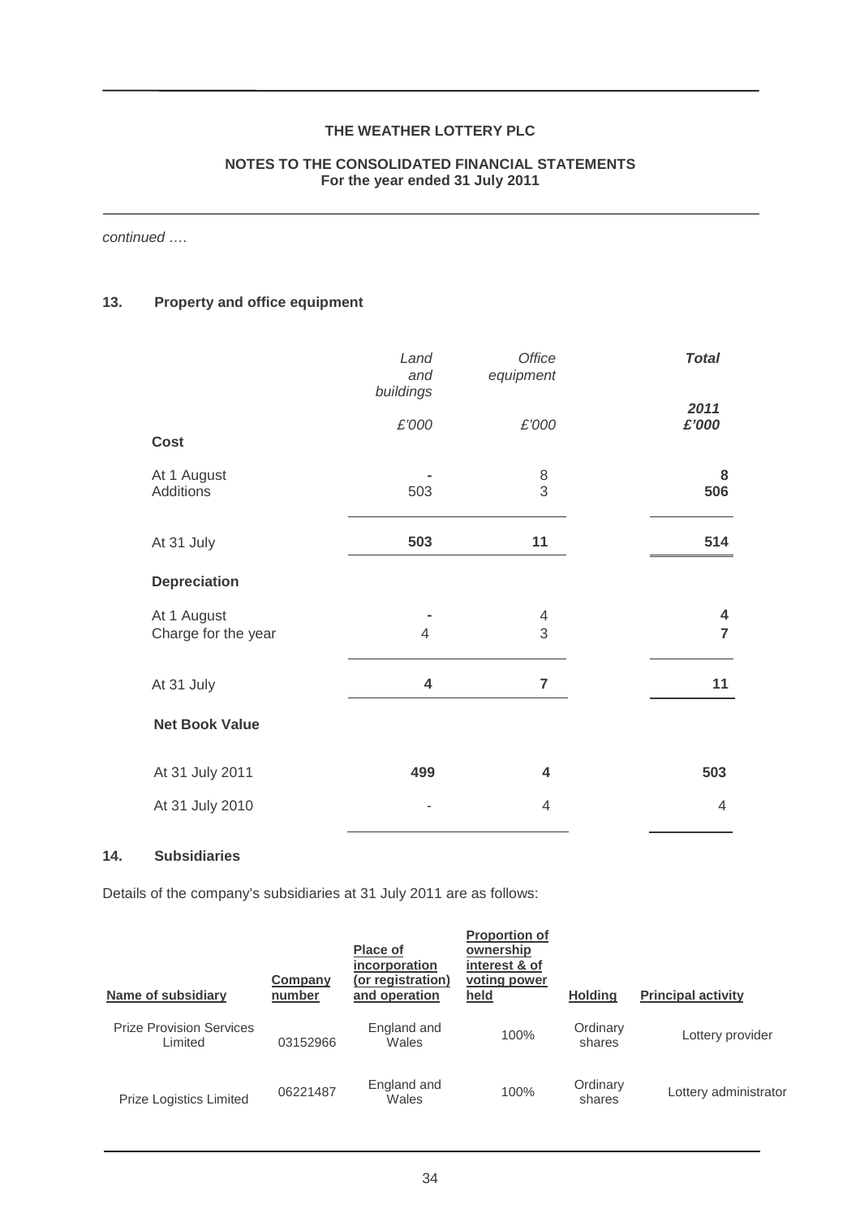## THE WEATHER LOTTERY PLC

### NOTES TO THE CONSOLIDATED FINANCIAL STATEMENTS
**For the year ended 31 July 2011**

*continued ….*

### 13. Property and office equipment

| | *Land and buildings* | *Office equipment* | ***Total*** |
|---|---|---|---|
| | *£'000* | *£'000* | ***2011 £'000*** |
| **Cost** | | | |
| At 1 August | - | 8 | **8** |
| Additions | 503 | 3 | **506** |
| At 31 July | **503** | **11** | **514** |
| **Depreciation** | | | |
| At 1 August | - | 4 | **4** |
| Charge for the year | 4 | 3 | **7** |
| At 31 July | **4** | **7** | **11** |
| **Net Book Value** | | | |
| At 31 July 2011 | **499** | **4** | **503** |
| At 31 July 2010 | - | 4 | 4 |

### 14. Subsidiaries

Details of the company's subsidiaries at 31 July 2011 are as follows:

| Name of subsidiary | Company number | Place of incorporation (or registration) and operation | Proportion of ownership interest & of voting power held | Holding | Principal activity |
|---|---|---|---|---|---|
| Prize Provision Services Limited | 03152966 | England and Wales | 100% | Ordinary shares | Lottery provider |
| Prize Logistics Limited | 06221487 | England and Wales | 100% | Ordinary shares | Lottery administrator |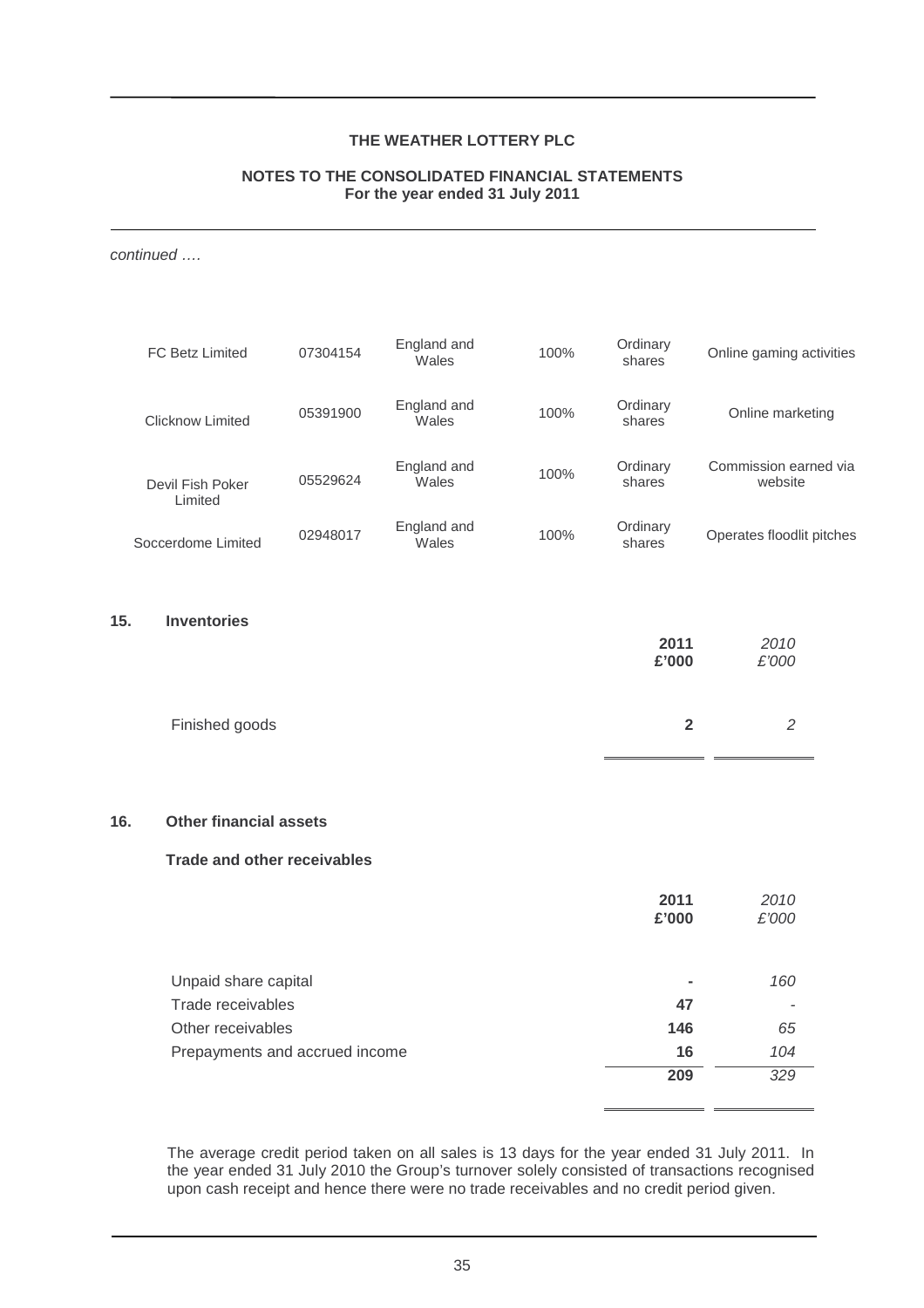*continued ….*

| | | | | | |
|---|---|---|---|---|---|
| FC Betz Limited | 07304154 | England and Wales | 100% | Ordinary shares | Online gaming activities |
| Clicknow Limited | 05391900 | England and Wales | 100% | Ordinary shares | Online marketing |
| Devil Fish Poker Limited | 05529624 | England and Wales | 100% | Ordinary shares | Commission earned via website |
| Soccerdome Limited | 02948017 | England and Wales | 100% | Ordinary shares | Operates floodlit pitches |

## 15. Inventories

| | 2011 £'000 | *2010 £'000* |
|---|---|---|
| Finished goods | **2** | *2* |

## 16. Other financial assets

### Trade and other receivables

| | 2011 £'000 | *2010 £'000* |
|---|---|---|
| Unpaid share capital | **-** | *160* |
| Trade receivables | **47** | *-* |
| Other receivables | **146** | *65* |
| Prepayments and accrued income | **16** | *104* |
| | **209** | *329* |

The average credit period taken on all sales is 13 days for the year ended 31 July 2011. In the year ended 31 July 2010 the Group's turnover solely consisted of transactions recognised upon cash receipt and hence there were no trade receivables and no credit period given.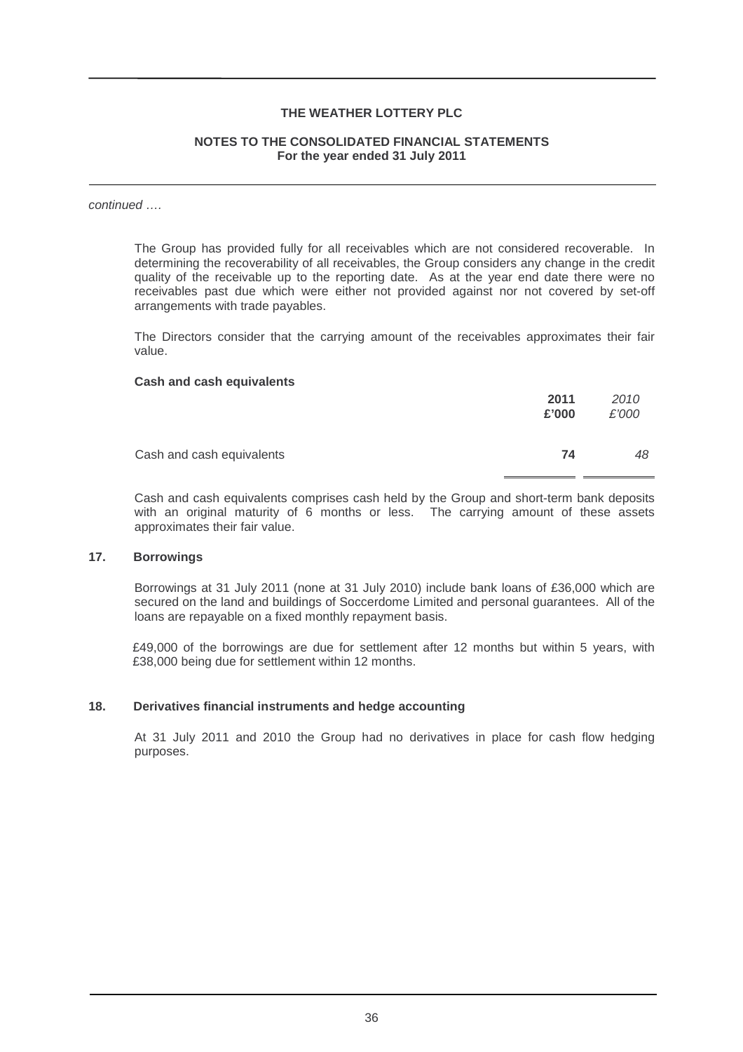*continued ….*

The Group has provided fully for all receivables which are not considered recoverable. In determining the recoverability of all receivables, the Group considers any change in the credit quality of the receivable up to the reporting date. As at the year end date there were no receivables past due which were either not provided against nor not covered by set-off arrangements with trade payables.

The Directors consider that the carrying amount of the receivables approximates their fair value.

**Cash and cash equivalents**

| | **2011**<br>**£'000** | *2010*<br>*£'000* |
|---|---|---|
| Cash and cash equivalents | **74** | *48* |

Cash and cash equivalents comprises cash held by the Group and short-term bank deposits with an original maturity of 6 months or less. The carrying amount of these assets approximates their fair value.

## 17. Borrowings

Borrowings at 31 July 2011 (none at 31 July 2010) include bank loans of £36,000 which are secured on the land and buildings of Soccerdome Limited and personal guarantees. All of the loans are repayable on a fixed monthly repayment basis.

£49,000 of the borrowings are due for settlement after 12 months but within 5 years, with £38,000 being due for settlement within 12 months.

## 18. Derivatives financial instruments and hedge accounting

At 31 July 2011 and 2010 the Group had no derivatives in place for cash flow hedging purposes.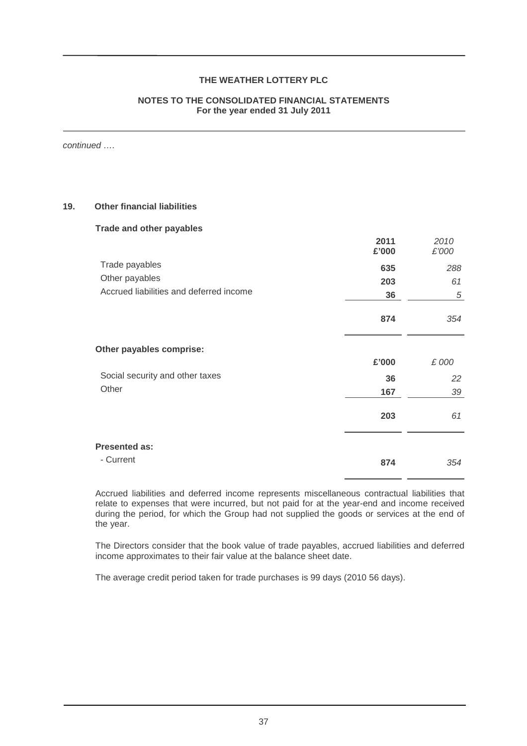## THE WEATHER LOTTERY PLC

### NOTES TO THE CONSOLIDATED FINANCIAL STATEMENTS
**For the year ended 31 July 2011**

*continued ….*

### 19. Other financial liabilities

**Trade and other payables**

| | **2011 £'000** | *2010 £'000* |
|---|---|---|
| Trade payables | **635** | *288* |
| Other payables | **203** | *61* |
| Accrued liabilities and deferred income | **36** | *5* |
| | **874** | *354* |

**Other payables comprise:**

| | **£'000** | *£ 000* |
|---|---|---|
| Social security and other taxes | **36** | *22* |
| Other | **167** | *39* |
| | **203** | *61* |

**Presented as:**

| | | |
|---|---|---|
| - Current | **874** | *354* |

Accrued liabilities and deferred income represents miscellaneous contractual liabilities that relate to expenses that were incurred, but not paid for at the year-end and income received during the period, for which the Group had not supplied the goods or services at the end of the year.

The Directors consider that the book value of trade payables, accrued liabilities and deferred income approximates to their fair value at the balance sheet date.

The average credit period taken for trade purchases is 99 days (2010 56 days).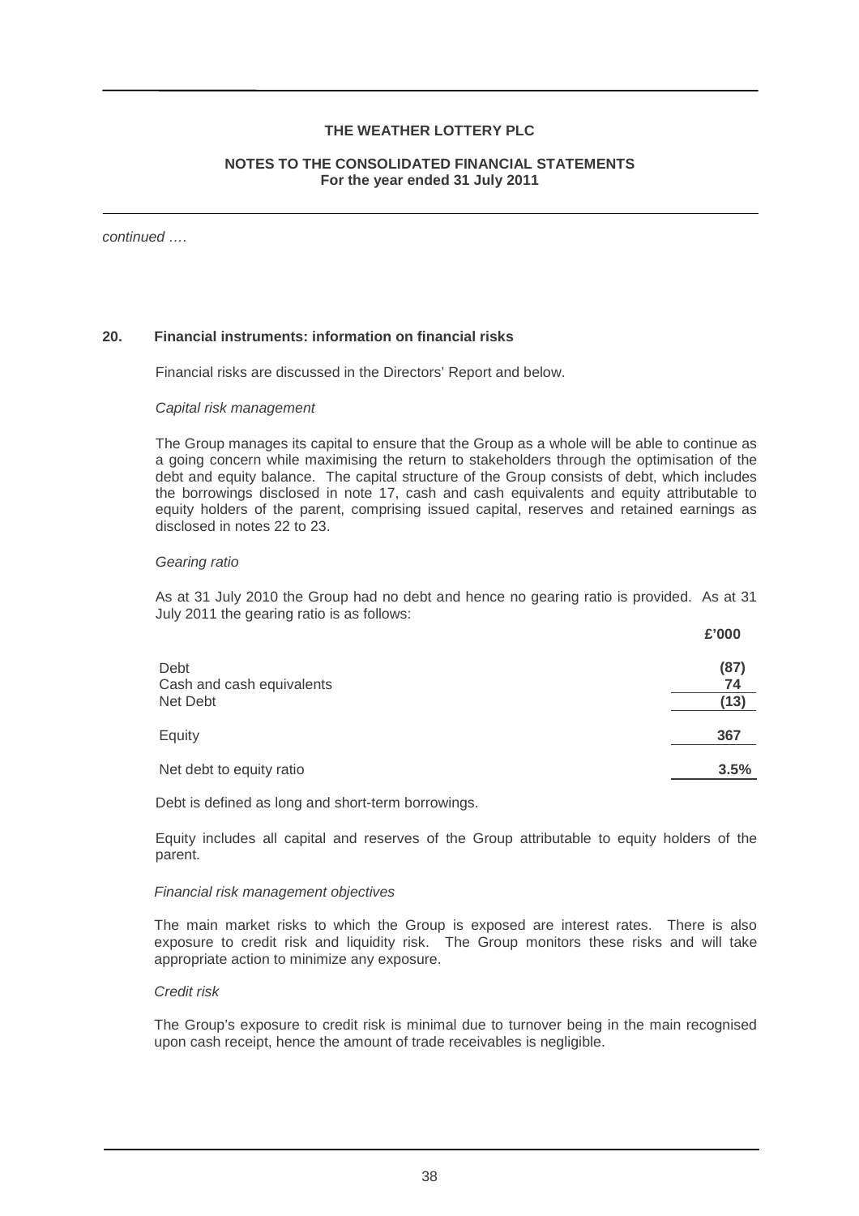continued ….

## 20. Financial instruments: information on financial risks

Financial risks are discussed in the Directors' Report and below.

*Capital risk management*

The Group manages its capital to ensure that the Group as a whole will be able to continue as a going concern while maximising the return to stakeholders through the optimisation of the debt and equity balance. The capital structure of the Group consists of debt, which includes the borrowings disclosed in note 17, cash and cash equivalents and equity attributable to equity holders of the parent, comprising issued capital, reserves and retained earnings as disclosed in notes 22 to 23.

*Gearing ratio*

As at 31 July 2010 the Group had no debt and hence no gearing ratio is provided. As at 31 July 2011 the gearing ratio is as follows:

| | **£'000** |
|---|---|
| Debt | **(87)** |
| Cash and cash equivalents | **74** |
| Net Debt | **(13)** |
| Equity | **367** |
| Net debt to equity ratio | **3.5%** |

Debt is defined as long and short-term borrowings.

Equity includes all capital and reserves of the Group attributable to equity holders of the parent.

*Financial risk management objectives*

The main market risks to which the Group is exposed are interest rates. There is also exposure to credit risk and liquidity risk. The Group monitors these risks and will take appropriate action to minimize any exposure.

*Credit risk*

The Group's exposure to credit risk is minimal due to turnover being in the main recognised upon cash receipt, hence the amount of trade receivables is negligible.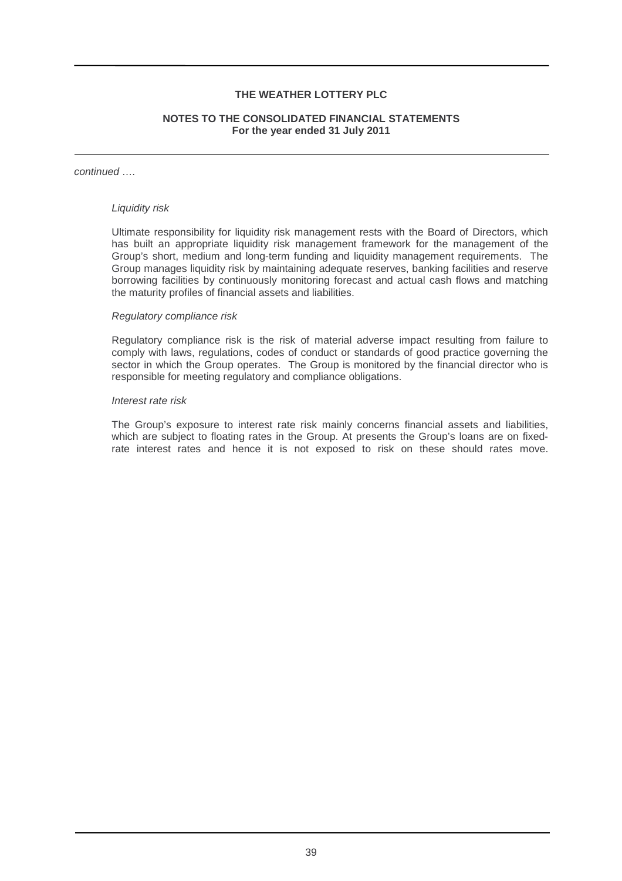*continued ….*

*Liquidity risk*

Ultimate responsibility for liquidity risk management rests with the Board of Directors, which has built an appropriate liquidity risk management framework for the management of the Group's short, medium and long-term funding and liquidity management requirements. The Group manages liquidity risk by maintaining adequate reserves, banking facilities and reserve borrowing facilities by continuously monitoring forecast and actual cash flows and matching the maturity profiles of financial assets and liabilities.

*Regulatory compliance risk*

Regulatory compliance risk is the risk of material adverse impact resulting from failure to comply with laws, regulations, codes of conduct or standards of good practice governing the sector in which the Group operates. The Group is monitored by the financial director who is responsible for meeting regulatory and compliance obligations.

*Interest rate risk*

The Group's exposure to interest rate risk mainly concerns financial assets and liabilities, which are subject to floating rates in the Group. At presents the Group's loans are on fixed-rate interest rates and hence it is not exposed to risk on these should rates move.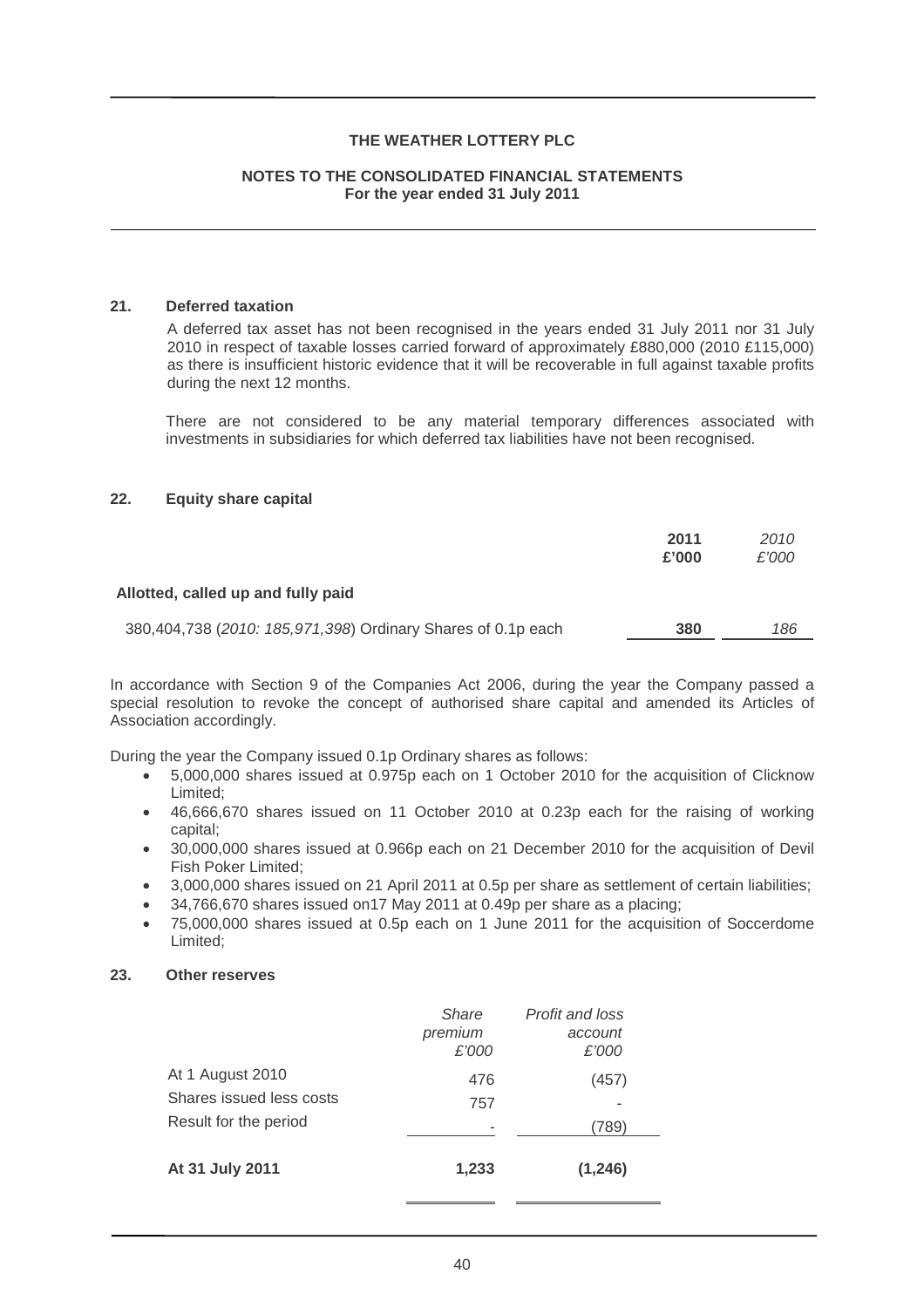**THE WEATHER LOTTERY PLC**

**NOTES TO THE CONSOLIDATED FINANCIAL STATEMENTS**
**For the year ended 31 July 2011**

## 21. Deferred taxation

A deferred tax asset has not been recognised in the years ended 31 July 2011 nor 31 July 2010 in respect of taxable losses carried forward of approximately £880,000 (2010 £115,000) as there is insufficient historic evidence that it will be recoverable in full against taxable profits during the next 12 months.

There are not considered to be any material temporary differences associated with investments in subsidiaries for which deferred tax liabilities have not been recognised.

## 22. Equity share capital

| | **2011 £'000** | *2010 £'000* |
|---|---|---|
| **Allotted, called up and fully paid** | | |
| 380,404,738 (*2010: 185,971,398*) Ordinary Shares of 0.1p each | **380** | *186* |

In accordance with Section 9 of the Companies Act 2006, during the year the Company passed a special resolution to revoke the concept of authorised share capital and amended its Articles of Association accordingly.

During the year the Company issued 0.1p Ordinary shares as follows:

- 5,000,000 shares issued at 0.975p each on 1 October 2010 for the acquisition of Clicknow Limited;
- 46,666,670 shares issued on 11 October 2010 at 0.23p each for the raising of working capital;
- 30,000,000 shares issued at 0.966p each on 21 December 2010 for the acquisition of Devil Fish Poker Limited;
- 3,000,000 shares issued on 21 April 2011 at 0.5p per share as settlement of certain liabilities;
- 34,766,670 shares issued on17 May 2011 at 0.49p per share as a placing;
- 75,000,000 shares issued at 0.5p each on 1 June 2011 for the acquisition of Soccerdome Limited;

## 23. Other reserves

| | *Share premium £'000* | *Profit and loss account £'000* |
|---|---|---|
| At 1 August 2010 | 476 | (457) |
| Shares issued less costs | 757 | - |
| Result for the period | - | (789) |
| **At 31 July 2011** | **1,233** | **(1,246)** |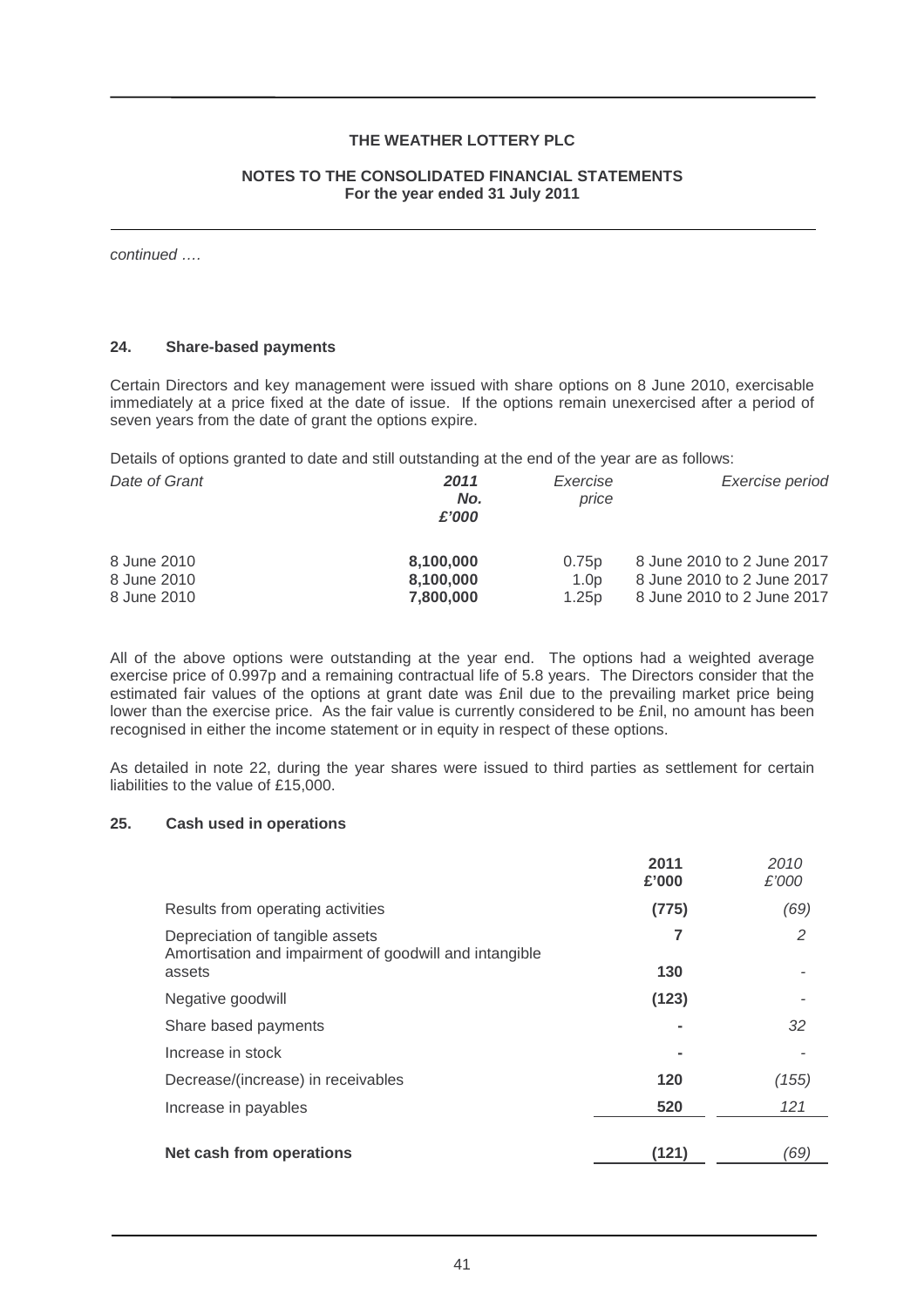*continued ….*

## 24. Share-based payments

Certain Directors and key management were issued with share options on 8 June 2010, exercisable immediately at a price fixed at the date of issue. If the options remain unexercised after a period of seven years from the date of grant the options expire.

Details of options granted to date and still outstanding at the end of the year are as follows:

| *Date of Grant* | ***2011 No. £'000*** | *Exercise price* | *Exercise period* |
|---|---|---|---|
| 8 June 2010 | **8,100,000** | 0.75p | 8 June 2010 to 2 June 2017 |
| 8 June 2010 | **8,100,000** | 1.0p | 8 June 2010 to 2 June 2017 |
| 8 June 2010 | **7,800,000** | 1.25p | 8 June 2010 to 2 June 2017 |

All of the above options were outstanding at the year end. The options had a weighted average exercise price of 0.997p and a remaining contractual life of 5.8 years. The Directors consider that the estimated fair values of the options at grant date was £nil due to the prevailing market price being lower than the exercise price. As the fair value is currently considered to be £nil, no amount has been recognised in either the income statement or in equity in respect of these options.

As detailed in note 22, during the year shares were issued to third parties as settlement for certain liabilities to the value of £15,000.

## 25. Cash used in operations

| | **2011 £'000** | *2010 £'000* |
|---|---|---|
| Results from operating activities | **(775)** | *(69)* |
| Depreciation of tangible assets | **7** | *2* |
| Amortisation and impairment of goodwill and intangible assets | **130** | - |
| Negative goodwill | **(123)** | - |
| Share based payments | **-** | *32* |
| Increase in stock | **-** | - |
| Decrease/(increase) in receivables | **120** | *(155)* |
| Increase in payables | **520** | *121* |
| **Net cash from operations** | **(121)** | *(69)* |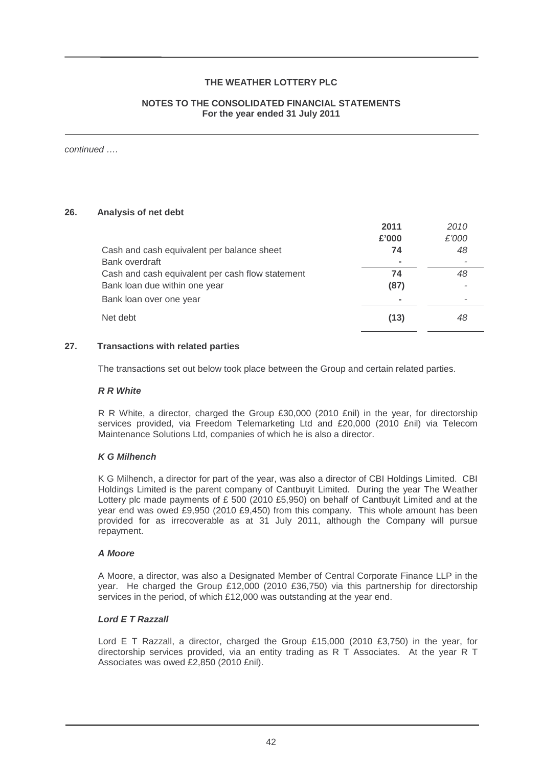*continued ….*

## 26. Analysis of net debt

| | 2011 | *2010* |
|---|---|---|
| | £'000 | *£'000* |
| Cash and cash equivalent per balance sheet | 74 | *48* |
| Bank overdraft | - | - |
| Cash and cash equivalent per cash flow statement | 74 | *48* |
| Bank loan due within one year | (87) | - |
| Bank loan over one year | - | - |
| Net debt | (13) | *48* |

## 27. Transactions with related parties

The transactions set out below took place between the Group and certain related parties.

***R R White***

R R White, a director, charged the Group £30,000 (2010 £nil) in the year, for directorship services provided, via Freedom Telemarketing Ltd and £20,000 (2010 £nil) via Telecom Maintenance Solutions Ltd, companies of which he is also a director.

***K G Milhench***

K G Milhench, a director for part of the year, was also a director of CBI Holdings Limited. CBI Holdings Limited is the parent company of Cantbuyit Limited. During the year The Weather Lottery plc made payments of £ 500 (2010 £5,950) on behalf of Cantbuyit Limited and at the year end was owed £9,950 (2010 £9,450) from this company. This whole amount has been provided for as irrecoverable as at 31 July 2011, although the Company will pursue repayment.

***A Moore***

A Moore, a director, was also a Designated Member of Central Corporate Finance LLP in the year. He charged the Group £12,000 (2010 £36,750) via this partnership for directorship services in the period, of which £12,000 was outstanding at the year end.

***Lord E T Razzall***

Lord E T Razzall, a director, charged the Group £15,000 (2010 £3,750) in the year, for directorship services provided, via an entity trading as R T Associates. At the year R T Associates was owed £2,850 (2010 £nil).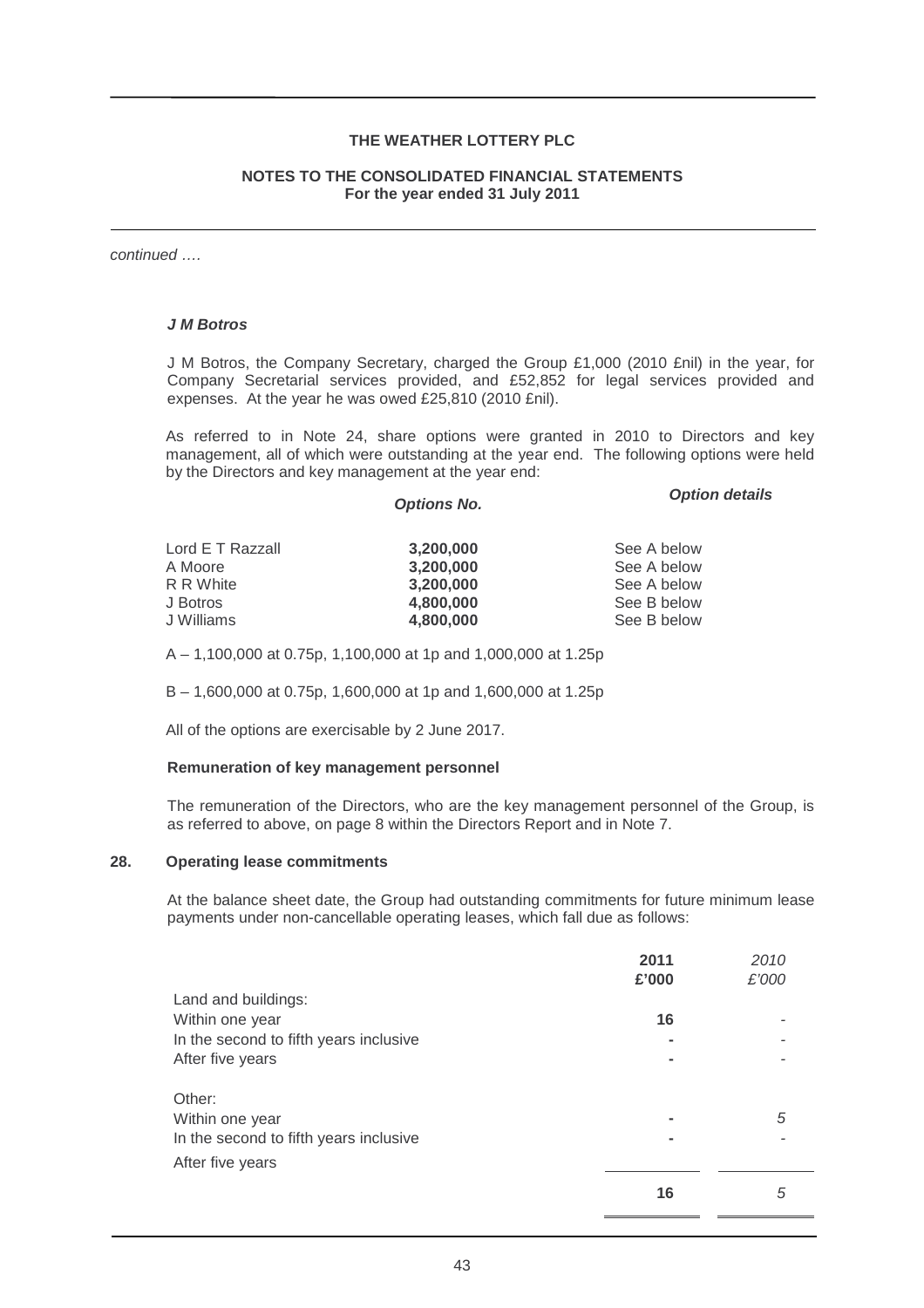continued ….

***J M Botros***

J M Botros, the Company Secretary, charged the Group £1,000 (2010 £nil) in the year, for Company Secretarial services provided, and £52,852 for legal services provided and expenses. At the year he was owed £25,810 (2010 £nil).

As referred to in Note 24, share options were granted in 2010 to Directors and key management, all of which were outstanding at the year end. The following options were held by the Directors and key management at the year end:

| | *Options No.* | *Option details* |
|---|---|---|
| Lord E T Razzall | **3,200,000** | See A below |
| A Moore | **3,200,000** | See A below |
| R R White | **3,200,000** | See A below |
| J Botros | **4,800,000** | See B below |
| J Williams | **4,800,000** | See B below |

A – 1,100,000 at 0.75p, 1,100,000 at 1p and 1,000,000 at 1.25p

B – 1,600,000 at 0.75p, 1,600,000 at 1p and 1,600,000 at 1.25p

All of the options are exercisable by 2 June 2017.

**Remuneration of key management personnel**

The remuneration of the Directors, who are the key management personnel of the Group, is as referred to above, on page 8 within the Directors Report and in Note 7.

## 28. Operating lease commitments

At the balance sheet date, the Group had outstanding commitments for future minimum lease payments under non-cancellable operating leases, which fall due as follows:

| | **2011 £'000** | *2010 £'000* |
|---|---|---|
| Land and buildings: | | |
| Within one year | **16** | - |
| In the second to fifth years inclusive | **-** | - |
| After five years | **-** | - |
| | | |
| Other: | | |
| Within one year | **-** | *5* |
| In the second to fifth years inclusive | **-** | - |
| After five years | | |
| | **16** | *5* |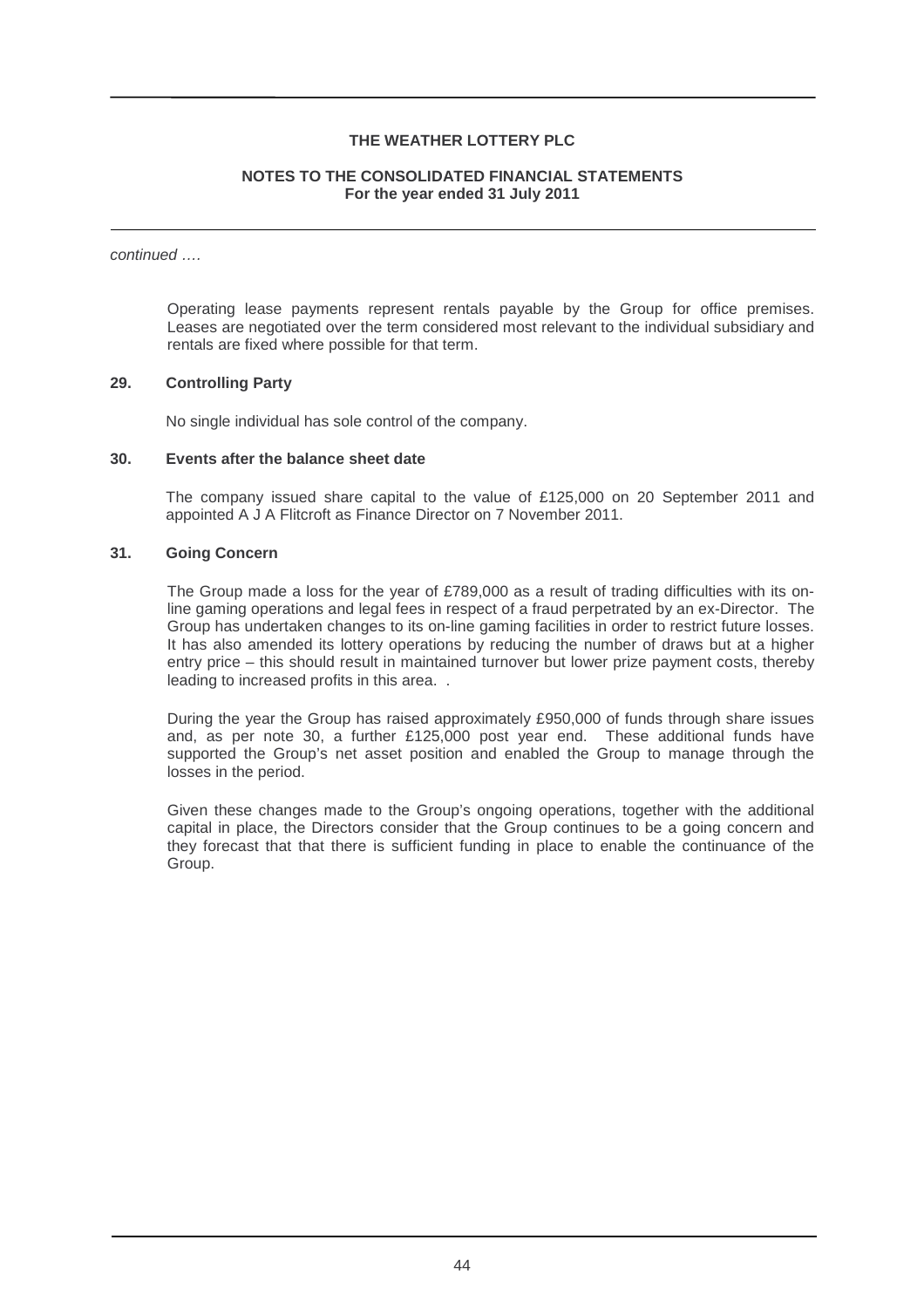*continued ….*

Operating lease payments represent rentals payable by the Group for office premises. Leases are negotiated over the term considered most relevant to the individual subsidiary and rentals are fixed where possible for that term.

## 29. Controlling Party

No single individual has sole control of the company.

## 30. Events after the balance sheet date

The company issued share capital to the value of £125,000 on 20 September 2011 and appointed A J A Flitcroft as Finance Director on 7 November 2011.

## 31. Going Concern

The Group made a loss for the year of £789,000 as a result of trading difficulties with its on-line gaming operations and legal fees in respect of a fraud perpetrated by an ex-Director. The Group has undertaken changes to its on-line gaming facilities in order to restrict future losses. It has also amended its lottery operations by reducing the number of draws but at a higher entry price – this should result in maintained turnover but lower prize payment costs, thereby leading to increased profits in this area. .

During the year the Group has raised approximately £950,000 of funds through share issues and, as per note 30, a further £125,000 post year end. These additional funds have supported the Group's net asset position and enabled the Group to manage through the losses in the period.

Given these changes made to the Group's ongoing operations, together with the additional capital in place, the Directors consider that the Group continues to be a going concern and they forecast that that there is sufficient funding in place to enable the continuance of the Group.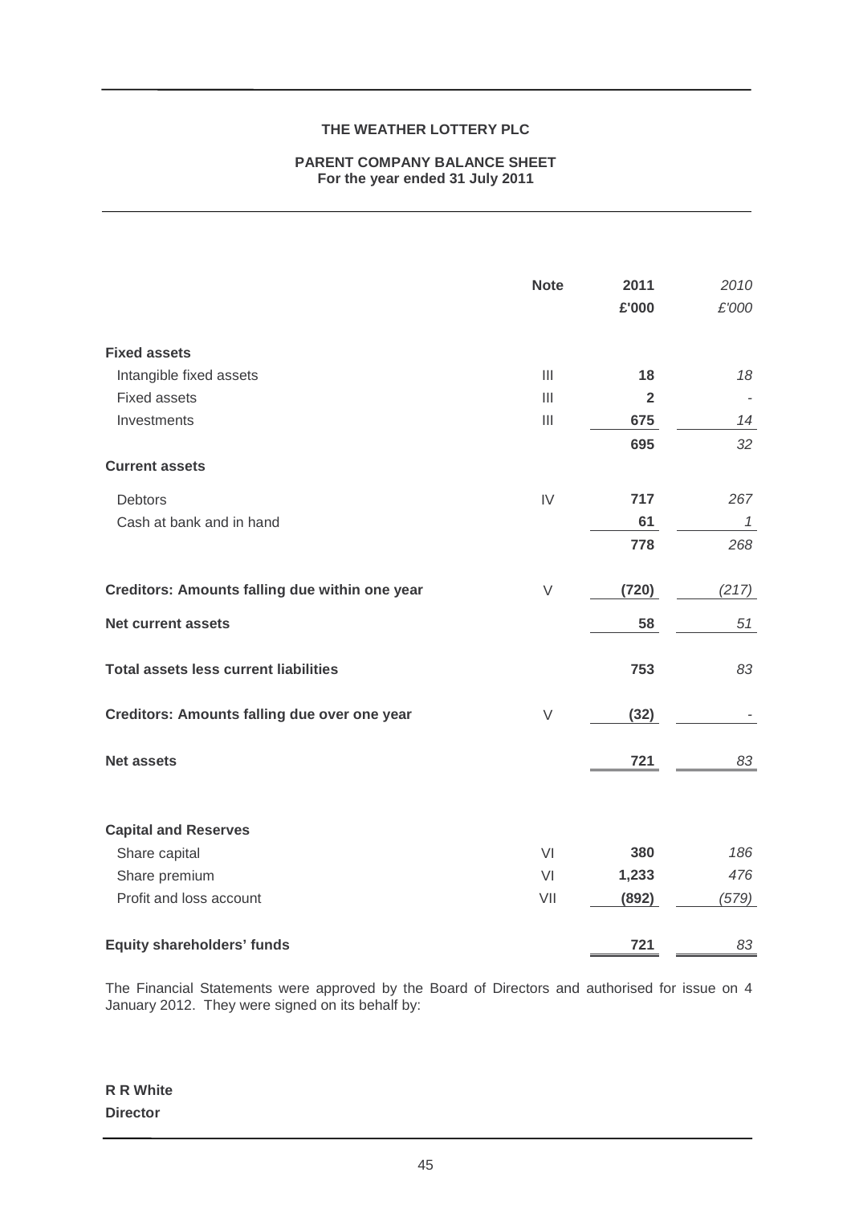# THE WEATHER LOTTERY PLC

## PARENT COMPANY BALANCE SHEET
**For the year ended 31 July 2011**

| | Note | 2011 £'000 | *2010 £'000* |
|---|---|---|---|
| **Fixed assets** | | | |
| Intangible fixed assets | III | **18** | *18* |
| Fixed assets | III | **2** | *-* |
| Investments | III | **675** | *14* |
| | | **695** | *32* |
| **Current assets** | | | |
| Debtors | IV | **717** | *267* |
| Cash at bank and in hand | | **61** | *1* |
| | | **778** | *268* |
| **Creditors: Amounts falling due within one year** | V | **(720)** | *(217)* |
| **Net current assets** | | **58** | *51* |
| **Total assets less current liabilities** | | **753** | *83* |
| **Creditors: Amounts falling due over one year** | V | **(32)** | *-* |
| **Net assets** | | **721** | *83* |
| **Capital and Reserves** | | | |
| Share capital | VI | **380** | *186* |
| Share premium | VI | **1,233** | *476* |
| Profit and loss account | VII | **(892)** | *(579)* |
| **Equity shareholders' funds** | | **721** | *83* |

The Financial Statements were approved by the Board of Directors and authorised for issue on 4 January 2012. They were signed on its behalf by:

**R R White**
**Director**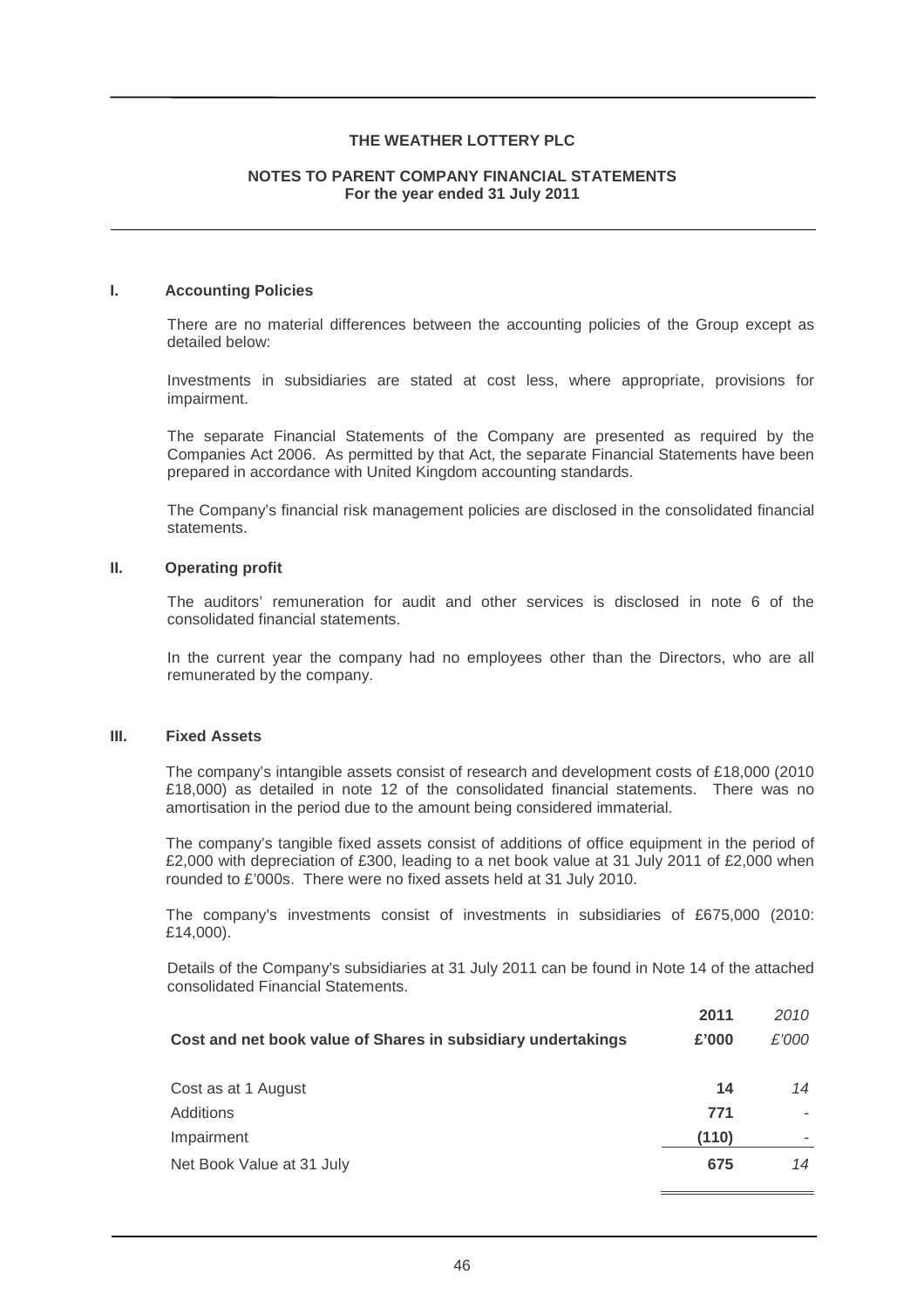# THE WEATHER LOTTERY PLC

## NOTES TO PARENT COMPANY FINANCIAL STATEMENTS
**For the year ended 31 July 2011**

### I. Accounting Policies

There are no material differences between the accounting policies of the Group except as detailed below:

Investments in subsidiaries are stated at cost less, where appropriate, provisions for impairment.

The separate Financial Statements of the Company are presented as required by the Companies Act 2006. As permitted by that Act, the separate Financial Statements have been prepared in accordance with United Kingdom accounting standards.

The Company's financial risk management policies are disclosed in the consolidated financial statements.

### II. Operating profit

The auditors' remuneration for audit and other services is disclosed in note 6 of the consolidated financial statements.

In the current year the company had no employees other than the Directors, who are all remunerated by the company.

### III. Fixed Assets

The company's intangible assets consist of research and development costs of £18,000 (2010 £18,000) as detailed in note 12 of the consolidated financial statements. There was no amortisation in the period due to the amount being considered immaterial.

The company's tangible fixed assets consist of additions of office equipment in the period of £2,000 with depreciation of £300, leading to a net book value at 31 July 2011 of £2,000 when rounded to £'000s. There were no fixed assets held at 31 July 2010.

The company's investments consist of investments in subsidiaries of £675,000 (2010: £14,000).

Details of the Company's subsidiaries at 31 July 2011 can be found in Note 14 of the attached consolidated Financial Statements.

| Cost and net book value of Shares in subsidiary undertakings | **2011 £'000** | *2010 £'000* |
|---|---|---|
| Cost as at 1 August | **14** | *14* |
| Additions | **771** | - |
| Impairment | **(110)** | - |
| Net Book Value at 31 July | **675** | *14* |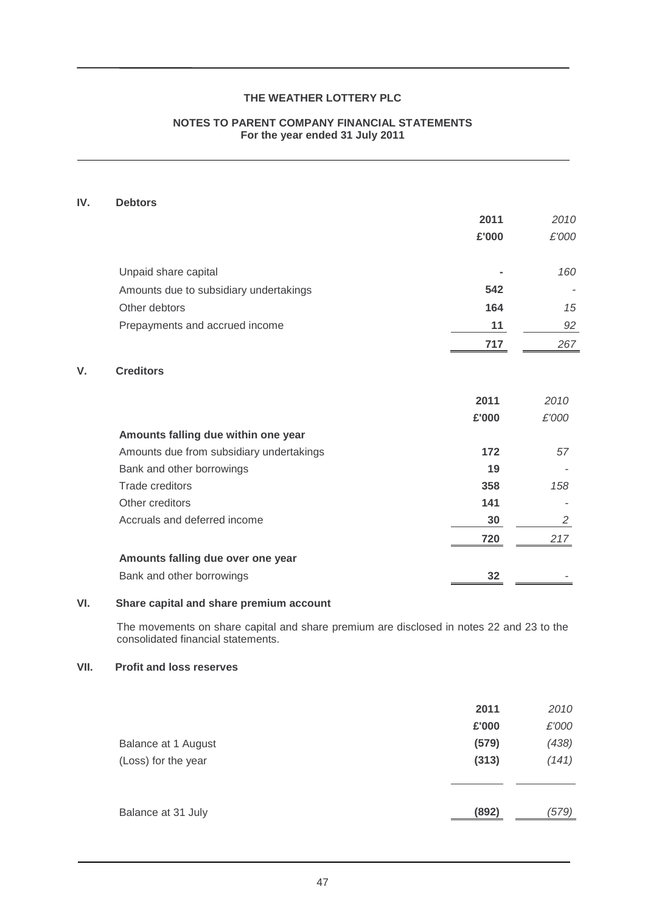# THE WEATHER LOTTERY PLC

## NOTES TO PARENT COMPANY FINANCIAL STATEMENTS
**For the year ended 31 July 2011**

### IV. Debtors

| | 2011 | 2010 |
|---|---|---|
| | £'000 | £'000 |
| Unpaid share capital | - | 160 |
| Amounts due to subsidiary undertakings | 542 | - |
| Other debtors | 164 | 15 |
| Prepayments and accrued income | 11 | 92 |
| | 717 | 267 |

### V. Creditors

| | 2011 | 2010 |
|---|---|---|
| | £'000 | £'000 |
| **Amounts falling due within one year** | | |
| Amounts due from subsidiary undertakings | 172 | 57 |
| Bank and other borrowings | 19 | - |
| Trade creditors | 358 | 158 |
| Other creditors | 141 | - |
| Accruals and deferred income | 30 | 2 |
| | 720 | 217 |
| **Amounts falling due over one year** | | |
| Bank and other borrowings | 32 | - |

### VI. Share capital and share premium account

The movements on share capital and share premium are disclosed in notes 22 and 23 to the consolidated financial statements.

### VII. Profit and loss reserves

| | 2011 | 2010 |
|---|---|---|
| | £'000 | £'000 |
| Balance at 1 August | (579) | (438) |
| (Loss) for the year | (313) | (141) |
| Balance at 31 July | (892) | (579) |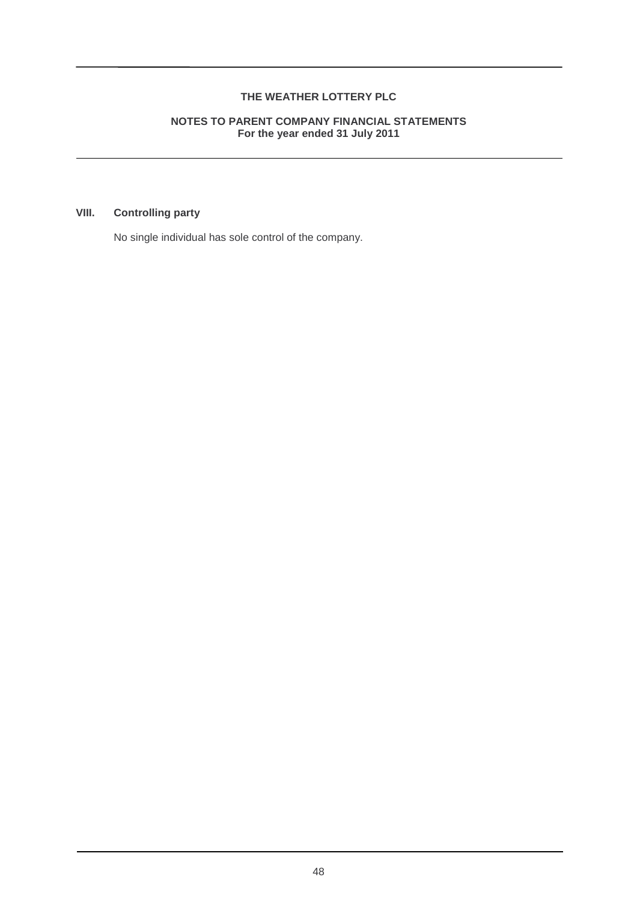## VIII. Controlling party

No single individual has sole control of the company.